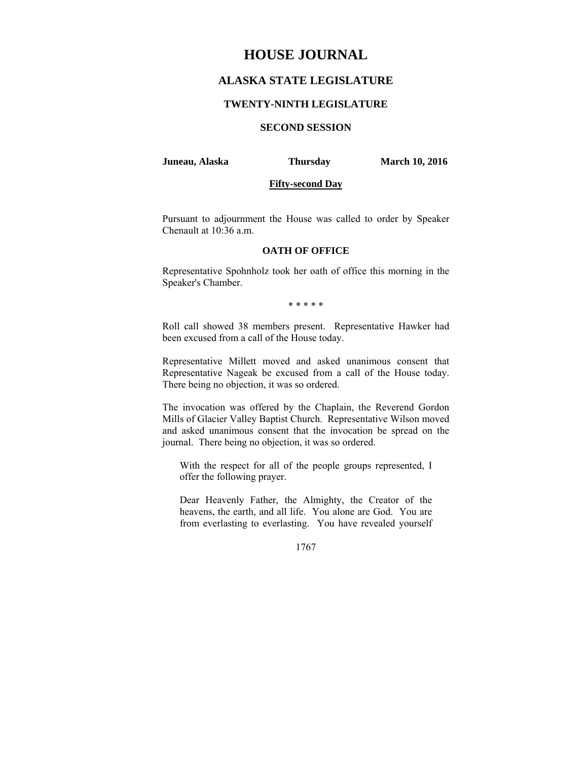# HOUSE JOURNAL

## ALASKA STATE LEGISLATURE

### TWENTY-NINTH LEGISLATURE

### SECOND SESSION

**Juneau, Alaska** **Thursday** **March 10, 2016**

**Fifty-second Day**

Pursuant to adjournment the House was called to order by Speaker Chenault at 10:36 a.m.

**OATH OF OFFICE**

Representative Spohnholz took her oath of office this morning in the Speaker's Chamber.

\* \* \* \* \*

Roll call showed 38 members present. Representative Hawker had been excused from a call of the House today.

Representative Millett moved and asked unanimous consent that Representative Nageak be excused from a call of the House today. There being no objection, it was so ordered.

The invocation was offered by the Chaplain, the Reverend Gordon Mills of Glacier Valley Baptist Church. Representative Wilson moved and asked unanimous consent that the invocation be spread on the journal. There being no objection, it was so ordered.

> With the respect for all of the people groups represented, I offer the following prayer.
>
> Dear Heavenly Father, the Almighty, the Creator of the heavens, the earth, and all life. You alone are God. You are from everlasting to everlasting. You have revealed yourself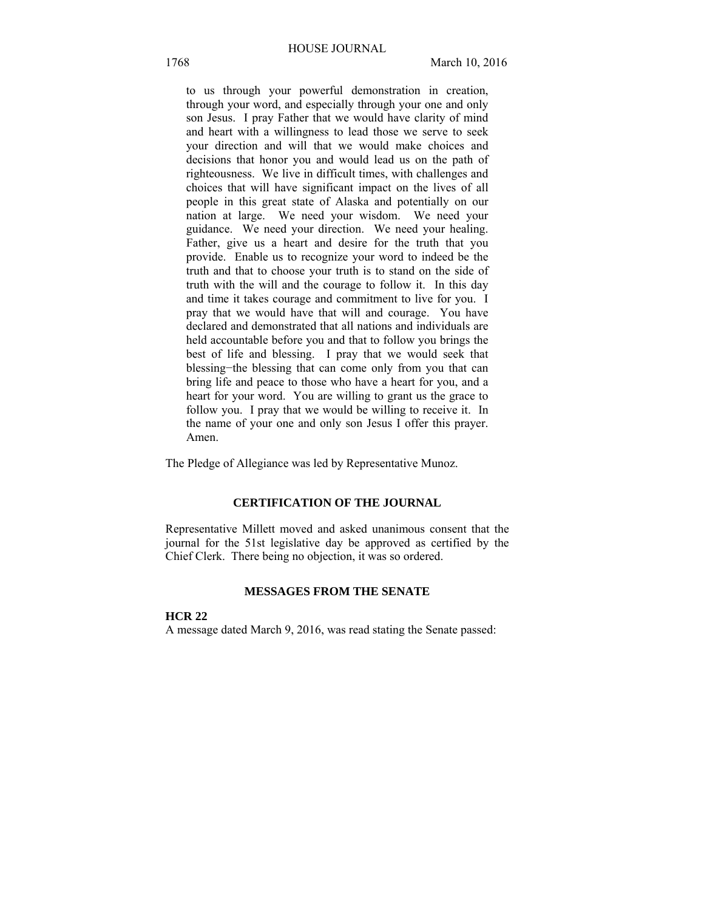to us through your powerful demonstration in creation, through your word, and especially through your one and only son Jesus. I pray Father that we would have clarity of mind and heart with a willingness to lead those we serve to seek your direction and will that we would make choices and decisions that honor you and would lead us on the path of righteousness. We live in difficult times, with challenges and choices that will have significant impact on the lives of all people in this great state of Alaska and potentially on our nation at large. We need your wisdom. We need your guidance. We need your direction. We need your healing. Father, give us a heart and desire for the truth that you provide. Enable us to recognize your word to indeed be the truth and that to choose your truth is to stand on the side of truth with the will and the courage to follow it. In this day and time it takes courage and commitment to live for you. I pray that we would have that will and courage. You have declared and demonstrated that all nations and individuals are held accountable before you and that to follow you brings the best of life and blessing. I pray that we would seek that blessing−the blessing that can come only from you that can bring life and peace to those who have a heart for you, and a heart for your word. You are willing to grant us the grace to follow you. I pray that we would be willing to receive it. In the name of your one and only son Jesus I offer this prayer. Amen.

The Pledge of Allegiance was led by Representative Munoz.

## CERTIFICATION OF THE JOURNAL

Representative Millett moved and asked unanimous consent that the journal for the 51st legislative day be approved as certified by the Chief Clerk. There being no objection, it was so ordered.

## MESSAGES FROM THE SENATE

**HCR 22**

A message dated March 9, 2016, was read stating the Senate passed: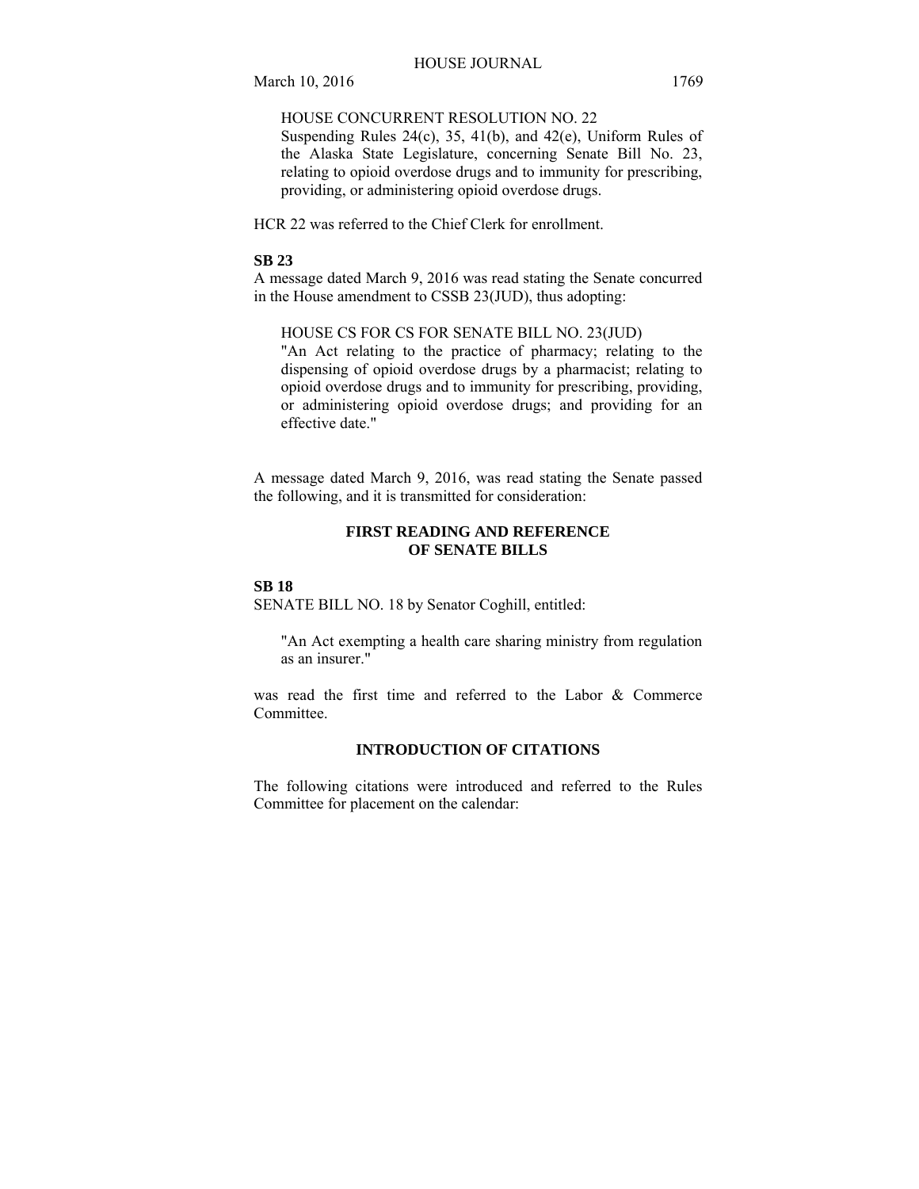HOUSE CONCURRENT RESOLUTION NO. 22
Suspending Rules 24(c), 35, 41(b), and 42(e), Uniform Rules of the Alaska State Legislature, concerning Senate Bill No. 23, relating to opioid overdose drugs and to immunity for prescribing, providing, or administering opioid overdose drugs.

HCR 22 was referred to the Chief Clerk for enrollment.

**SB 23**

A message dated March 9, 2016 was read stating the Senate concurred in the House amendment to CSSB 23(JUD), thus adopting:

HOUSE CS FOR CS FOR SENATE BILL NO. 23(JUD)
"An Act relating to the practice of pharmacy; relating to the dispensing of opioid overdose drugs by a pharmacist; relating to opioid overdose drugs and to immunity for prescribing, providing, or administering opioid overdose drugs; and providing for an effective date."

A message dated March 9, 2016, was read stating the Senate passed the following, and it is transmitted for consideration:

## FIRST READING AND REFERENCE OF SENATE BILLS

**SB 18**

SENATE BILL NO. 18 by Senator Coghill, entitled:

"An Act exempting a health care sharing ministry from regulation as an insurer."

was read the first time and referred to the Labor & Commerce Committee.

## INTRODUCTION OF CITATIONS

The following citations were introduced and referred to the Rules Committee for placement on the calendar: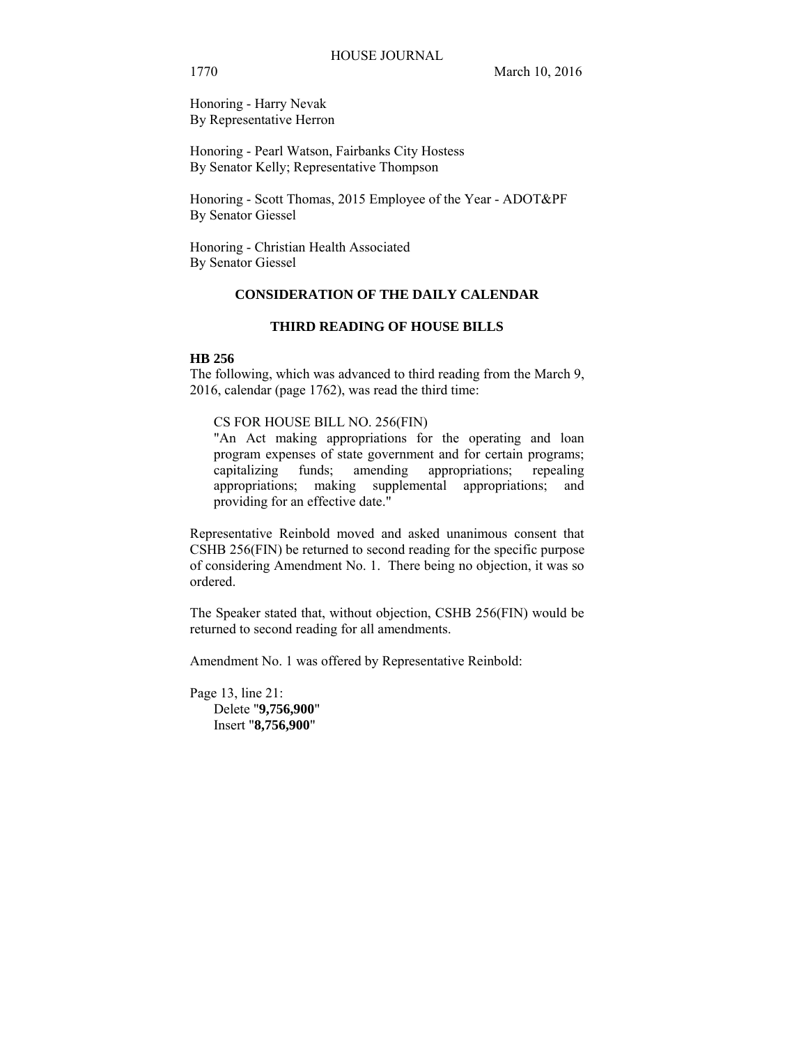Honoring - Harry Nevak
By Representative Herron

Honoring - Pearl Watson, Fairbanks City Hostess
By Senator Kelly; Representative Thompson

Honoring - Scott Thomas, 2015 Employee of the Year - ADOT&PF
By Senator Giessel

Honoring - Christian Health Associated
By Senator Giessel

## CONSIDERATION OF THE DAILY CALENDAR

### THIRD READING OF HOUSE BILLS

**HB 256**

The following, which was advanced to third reading from the March 9, 2016, calendar (page 1762), was read the third time:

> CS FOR HOUSE BILL NO. 256(FIN)
> "An Act making appropriations for the operating and loan program expenses of state government and for certain programs; capitalizing funds; amending appropriations; repealing appropriations; making supplemental appropriations; and providing for an effective date."

Representative Reinbold moved and asked unanimous consent that CSHB 256(FIN) be returned to second reading for the specific purpose of considering Amendment No. 1. There being no objection, it was so ordered.

The Speaker stated that, without objection, CSHB 256(FIN) would be returned to second reading for all amendments.

Amendment No. 1 was offered by Representative Reinbold:

Page 13, line 21:
Delete "**9,756,900**"
Insert "**8,756,900**"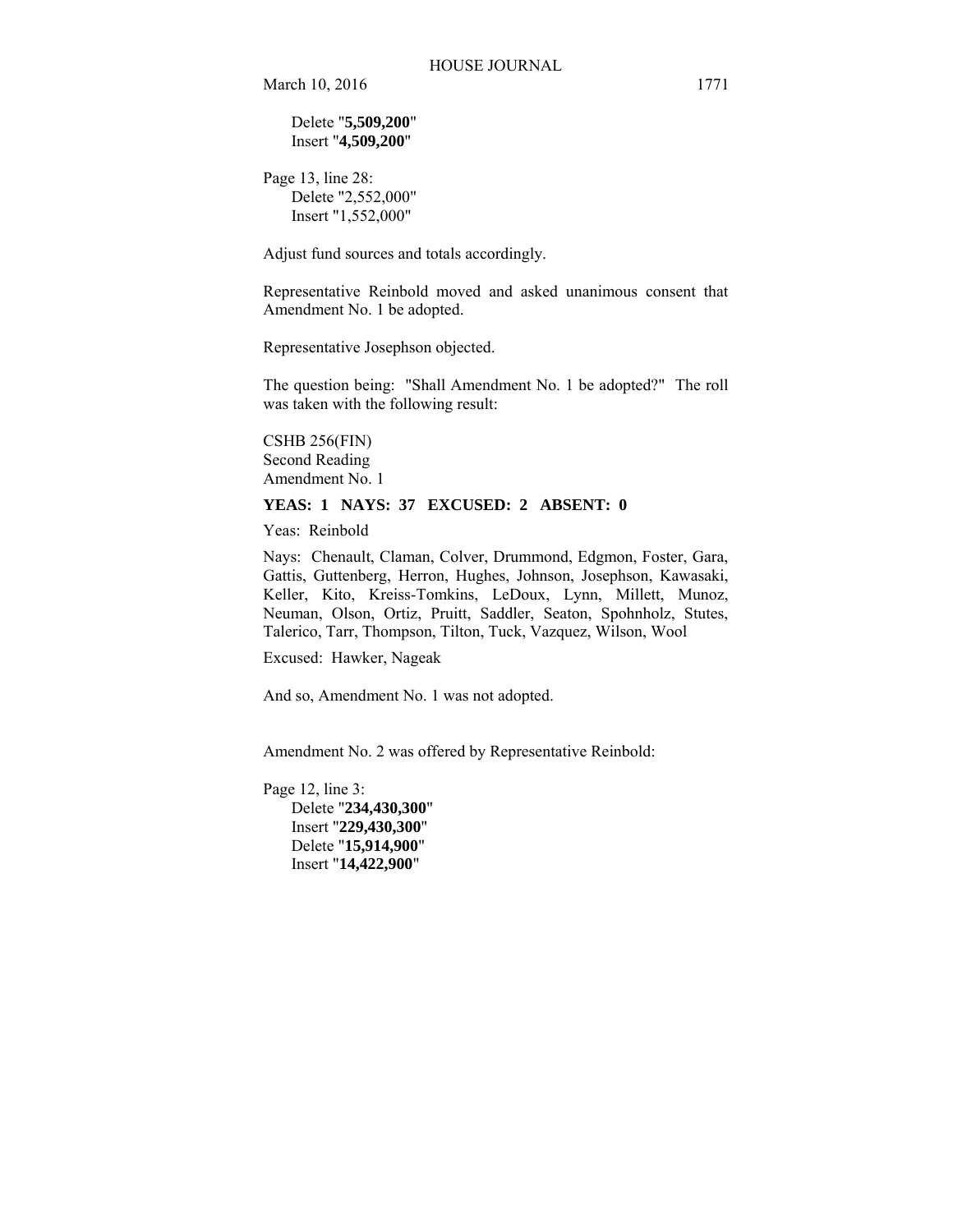Delete "**5,509,200**"
Insert "**4,509,200**"

Page 13, line 28:
Delete "2,552,000"
Insert "1,552,000"

Adjust fund sources and totals accordingly.

Representative Reinbold moved and asked unanimous consent that Amendment No. 1 be adopted.

Representative Josephson objected.

The question being: "Shall Amendment No. 1 be adopted?" The roll was taken with the following result:

CSHB 256(FIN)
Second Reading
Amendment No. 1

**YEAS: 1 NAYS: 37 EXCUSED: 2 ABSENT: 0**

Yeas: Reinbold

Nays: Chenault, Claman, Colver, Drummond, Edgmon, Foster, Gara, Gattis, Guttenberg, Herron, Hughes, Johnson, Josephson, Kawasaki, Keller, Kito, Kreiss-Tomkins, LeDoux, Lynn, Millett, Munoz, Neuman, Olson, Ortiz, Pruitt, Saddler, Seaton, Spohnholz, Stutes, Talerico, Tarr, Thompson, Tilton, Tuck, Vazquez, Wilson, Wool

Excused: Hawker, Nageak

And so, Amendment No. 1 was not adopted.

Amendment No. 2 was offered by Representative Reinbold:

Page 12, line 3:
Delete "**234,430,300**"
Insert "**229,430,300**"
Delete "**15,914,900**"
Insert "**14,422,900**"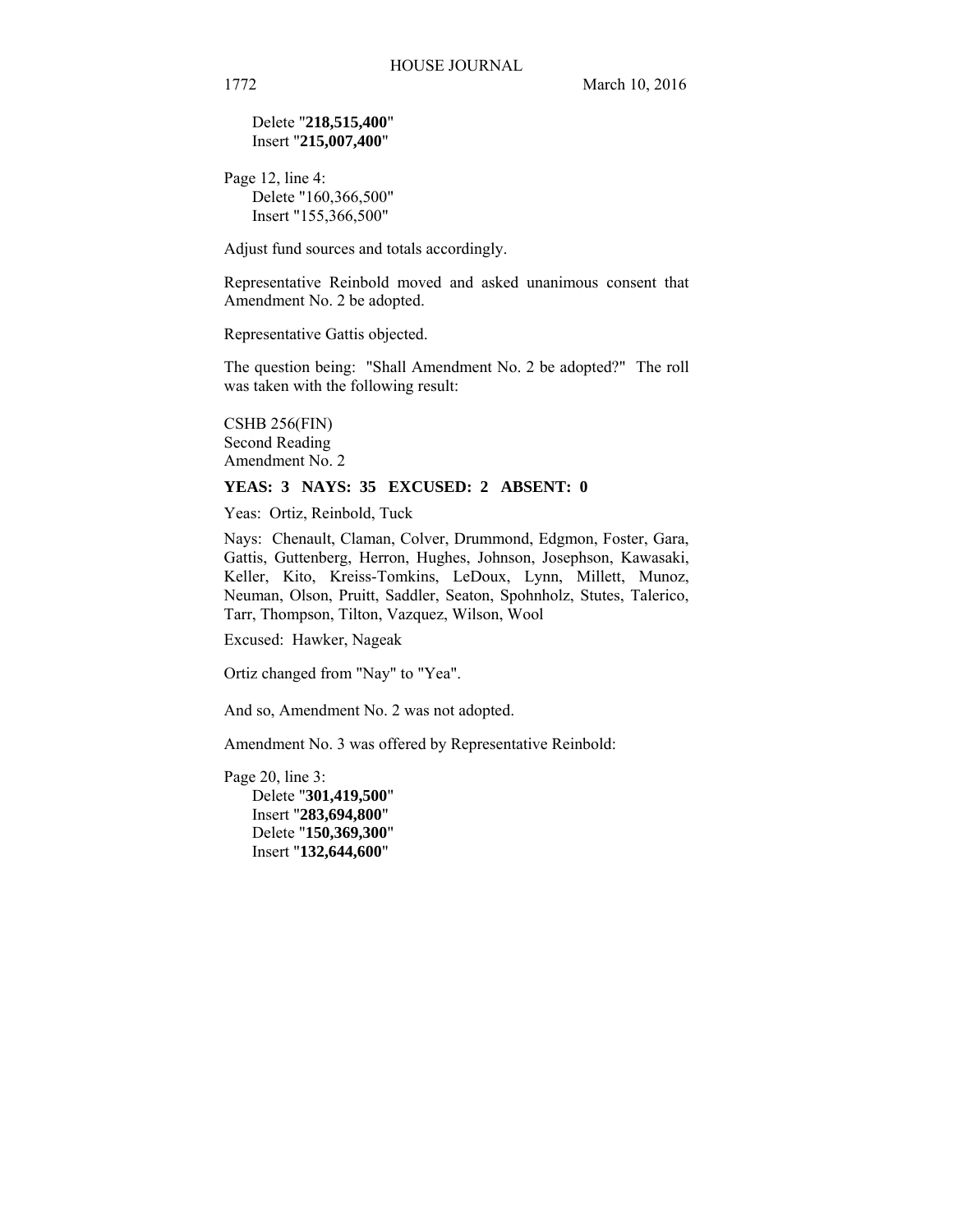Delete "**218,515,400**"
Insert "**215,007,400**"

Page 12, line 4:
Delete "160,366,500"
Insert "155,366,500"

Adjust fund sources and totals accordingly.

Representative Reinbold moved and asked unanimous consent that Amendment No. 2 be adopted.

Representative Gattis objected.

The question being: "Shall Amendment No. 2 be adopted?" The roll was taken with the following result:

CSHB 256(FIN)
Second Reading
Amendment No. 2

**YEAS: 3 NAYS: 35 EXCUSED: 2 ABSENT: 0**

Yeas: Ortiz, Reinbold, Tuck

Nays: Chenault, Claman, Colver, Drummond, Edgmon, Foster, Gara, Gattis, Guttenberg, Herron, Hughes, Johnson, Josephson, Kawasaki, Keller, Kito, Kreiss-Tomkins, LeDoux, Lynn, Millett, Munoz, Neuman, Olson, Pruitt, Saddler, Seaton, Spohnholz, Stutes, Talerico, Tarr, Thompson, Tilton, Vazquez, Wilson, Wool

Excused: Hawker, Nageak

Ortiz changed from "Nay" to "Yea".

And so, Amendment No. 2 was not adopted.

Amendment No. 3 was offered by Representative Reinbold:

Page 20, line 3:
Delete "**301,419,500**"
Insert "**283,694,800**"
Delete "**150,369,300**"
Insert "**132,644,600**"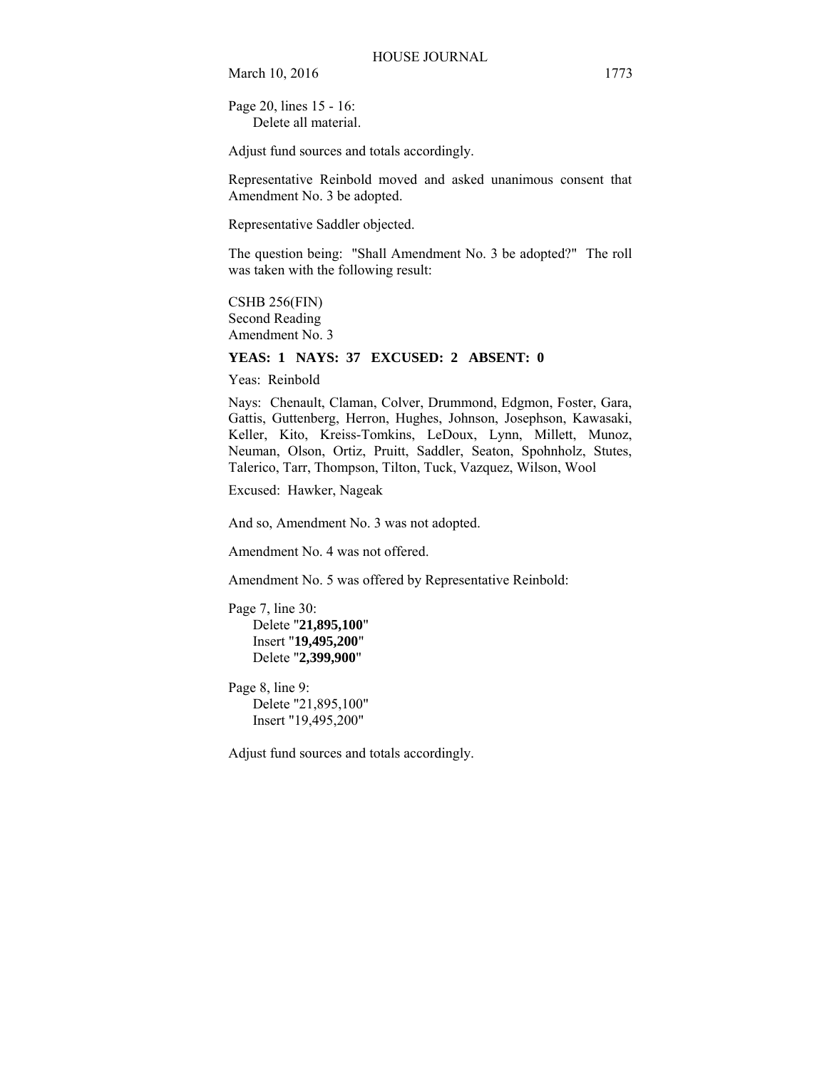Page 20, lines 15 - 16:
Delete all material.

Adjust fund sources and totals accordingly.

Representative Reinbold moved and asked unanimous consent that Amendment No. 3 be adopted.

Representative Saddler objected.

The question being: "Shall Amendment No. 3 be adopted?" The roll was taken with the following result:

CSHB 256(FIN)
Second Reading
Amendment No. 3

**YEAS: 1 NAYS: 37 EXCUSED: 2 ABSENT: 0**

Yeas: Reinbold

Nays: Chenault, Claman, Colver, Drummond, Edgmon, Foster, Gara, Gattis, Guttenberg, Herron, Hughes, Johnson, Josephson, Kawasaki, Keller, Kito, Kreiss-Tomkins, LeDoux, Lynn, Millett, Munoz, Neuman, Olson, Ortiz, Pruitt, Saddler, Seaton, Spohnholz, Stutes, Talerico, Tarr, Thompson, Tilton, Tuck, Vazquez, Wilson, Wool

Excused: Hawker, Nageak

And so, Amendment No. 3 was not adopted.

Amendment No. 4 was not offered.

Amendment No. 5 was offered by Representative Reinbold:

Page 7, line 30:
Delete "**21,895,100**"
Insert "**19,495,200**"
Delete "**2,399,900**"

Page 8, line 9:
Delete "21,895,100"
Insert "19,495,200"

Adjust fund sources and totals accordingly.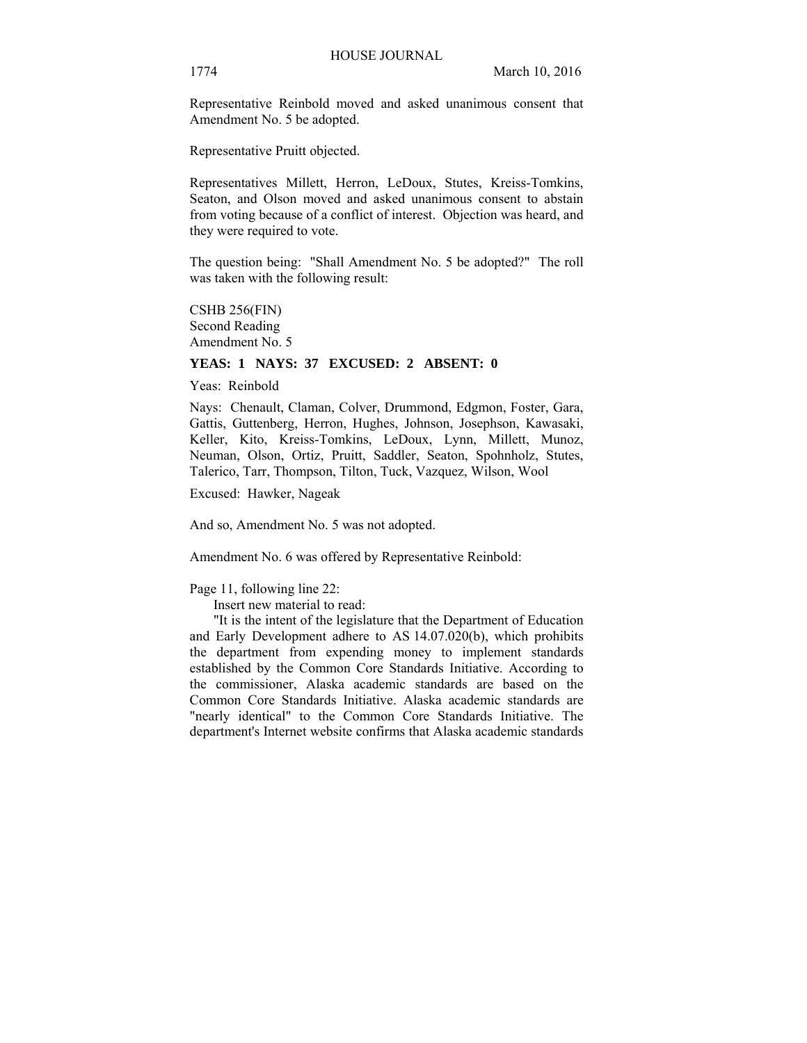Representative Reinbold moved and asked unanimous consent that Amendment No. 5 be adopted.

Representative Pruitt objected.

Representatives Millett, Herron, LeDoux, Stutes, Kreiss-Tomkins, Seaton, and Olson moved and asked unanimous consent to abstain from voting because of a conflict of interest. Objection was heard, and they were required to vote.

The question being: "Shall Amendment No. 5 be adopted?" The roll was taken with the following result:

CSHB 256(FIN)
Second Reading
Amendment No. 5

**YEAS: 1 NAYS: 37 EXCUSED: 2 ABSENT: 0**

Yeas: Reinbold

Nays: Chenault, Claman, Colver, Drummond, Edgmon, Foster, Gara, Gattis, Guttenberg, Herron, Hughes, Johnson, Josephson, Kawasaki, Keller, Kito, Kreiss-Tomkins, LeDoux, Lynn, Millett, Munoz, Neuman, Olson, Ortiz, Pruitt, Saddler, Seaton, Spohnholz, Stutes, Talerico, Tarr, Thompson, Tilton, Tuck, Vazquez, Wilson, Wool

Excused: Hawker, Nageak

And so, Amendment No. 5 was not adopted.

Amendment No. 6 was offered by Representative Reinbold:

Page 11, following line 22:
Insert new material to read:
"It is the intent of the legislature that the Department of Education and Early Development adhere to AS 14.07.020(b), which prohibits the department from expending money to implement standards established by the Common Core Standards Initiative. According to the commissioner, Alaska academic standards are based on the Common Core Standards Initiative. Alaska academic standards are "nearly identical" to the Common Core Standards Initiative. The department's Internet website confirms that Alaska academic standards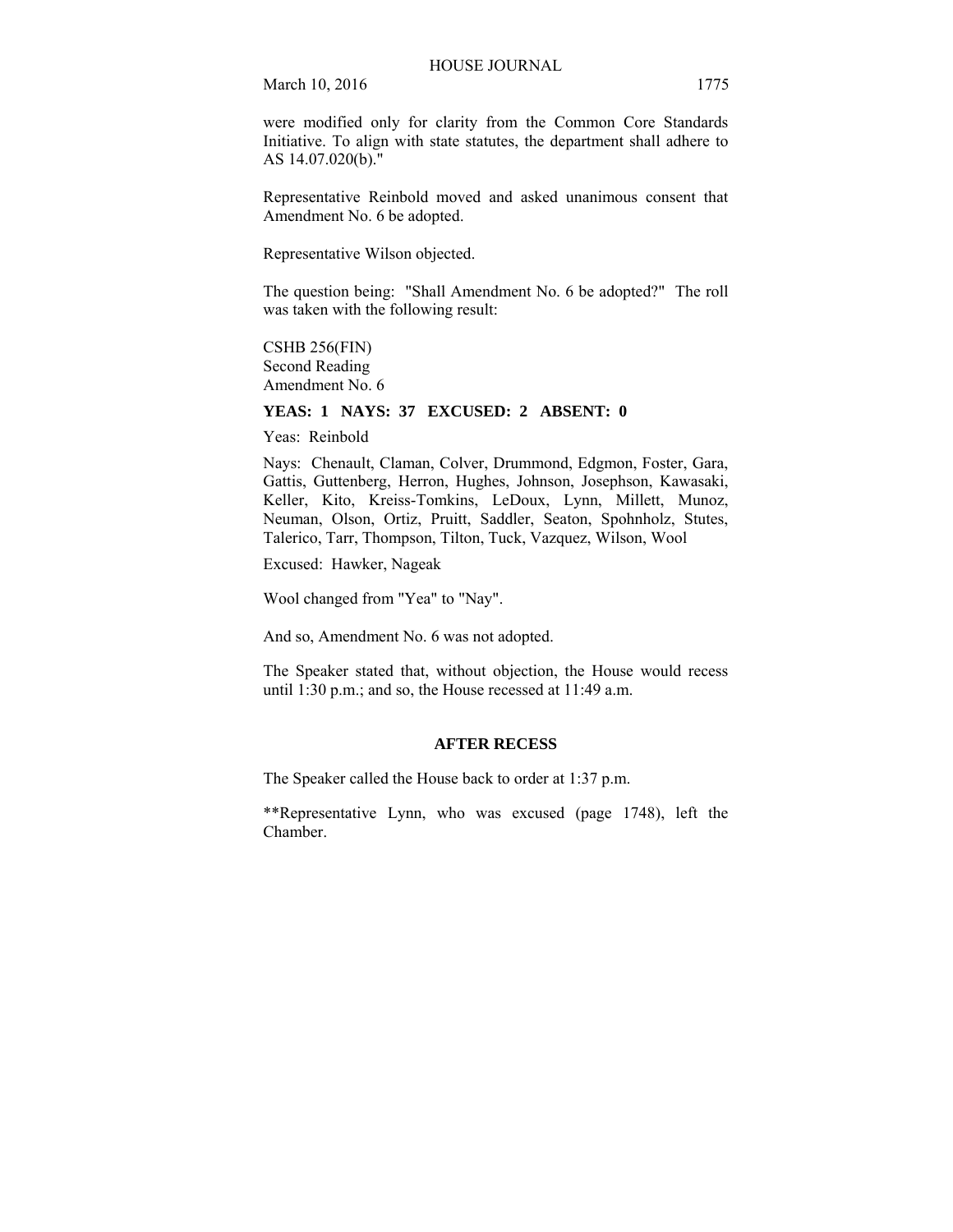were modified only for clarity from the Common Core Standards Initiative. To align with state statutes, the department shall adhere to AS 14.07.020(b)."

Representative Reinbold moved and asked unanimous consent that Amendment No. 6 be adopted.

Representative Wilson objected.

The question being: "Shall Amendment No. 6 be adopted?" The roll was taken with the following result:

CSHB 256(FIN)
Second Reading
Amendment No. 6

**YEAS: 1 NAYS: 37 EXCUSED: 2 ABSENT: 0**

Yeas: Reinbold

Nays: Chenault, Claman, Colver, Drummond, Edgmon, Foster, Gara, Gattis, Guttenberg, Herron, Hughes, Johnson, Josephson, Kawasaki, Keller, Kito, Kreiss-Tomkins, LeDoux, Lynn, Millett, Munoz, Neuman, Olson, Ortiz, Pruitt, Saddler, Seaton, Spohnholz, Stutes, Talerico, Tarr, Thompson, Tilton, Tuck, Vazquez, Wilson, Wool

Excused: Hawker, Nageak

Wool changed from "Yea" to "Nay".

And so, Amendment No. 6 was not adopted.

The Speaker stated that, without objection, the House would recess until 1:30 p.m.; and so, the House recessed at 11:49 a.m.

**AFTER RECESS**

The Speaker called the House back to order at 1:37 p.m.

**Representative Lynn, who was excused (page 1748), left the Chamber.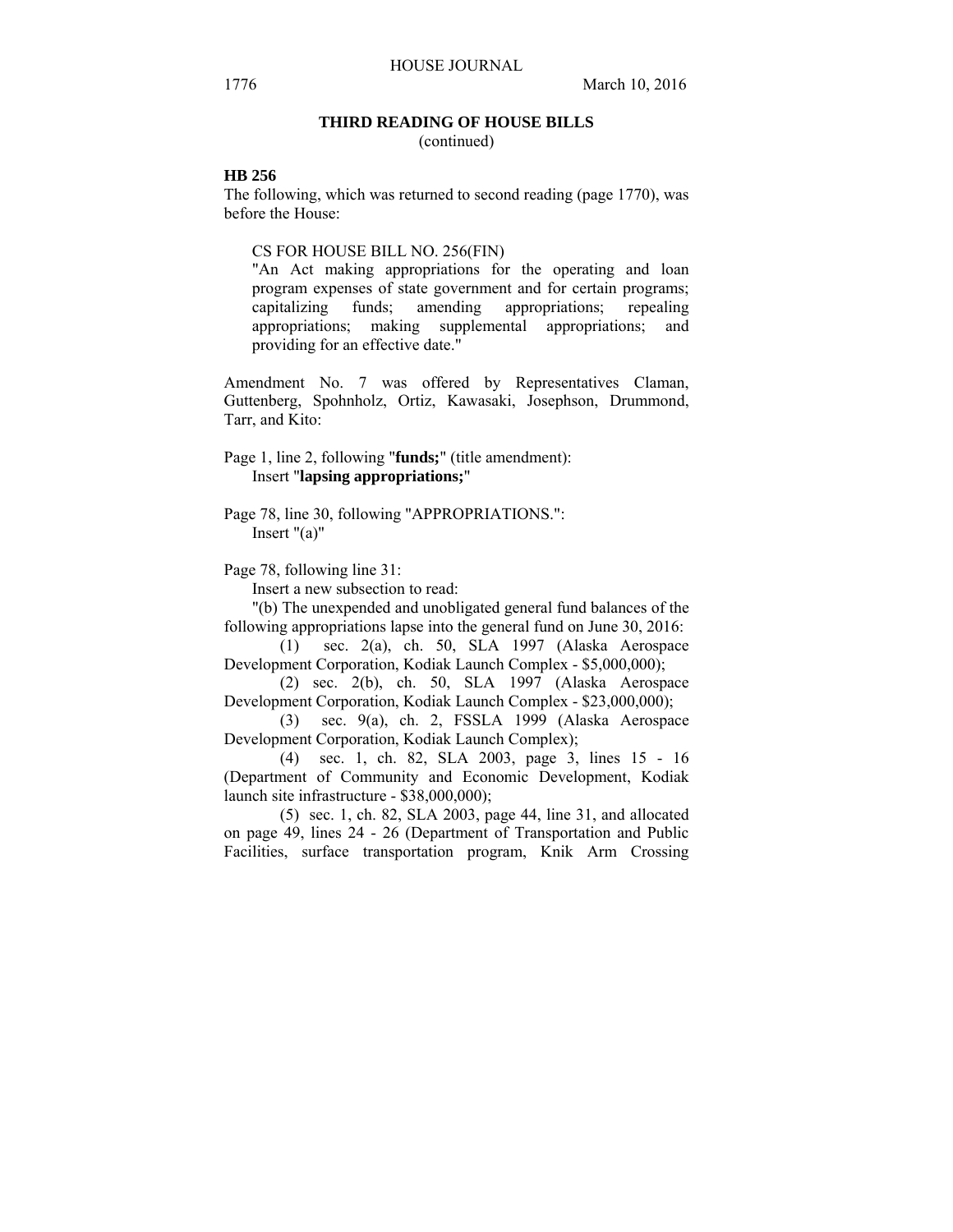## THIRD READING OF HOUSE BILLS
(continued)

**HB 256**

The following, which was returned to second reading (page 1770), was before the House:

CS FOR HOUSE BILL NO. 256(FIN)
"An Act making appropriations for the operating and loan program expenses of state government and for certain programs; capitalizing funds; amending appropriations; repealing appropriations; making supplemental appropriations; and providing for an effective date."

Amendment No. 7 was offered by Representatives Claman, Guttenberg, Spohnholz, Ortiz, Kawasaki, Josephson, Drummond, Tarr, and Kito:

Page 1, line 2, following "**funds;**" (title amendment):
Insert "**lapsing appropriations;**"

Page 78, line 30, following "APPROPRIATIONS.":
Insert "(a)"

Page 78, following line 31:
Insert a new subsection to read:
"(b) The unexpended and unobligated general fund balances of the following appropriations lapse into the general fund on June 30, 2016:
(1) sec. 2(a), ch. 50, SLA 1997 (Alaska Aerospace Development Corporation, Kodiak Launch Complex - $5,000,000);
(2) sec. 2(b), ch. 50, SLA 1997 (Alaska Aerospace Development Corporation, Kodiak Launch Complex - $23,000,000);
(3) sec. 9(a), ch. 2, FSSLA 1999 (Alaska Aerospace Development Corporation, Kodiak Launch Complex);
(4) sec. 1, ch. 82, SLA 2003, page 3, lines 15 - 16 (Department of Community and Economic Development, Kodiak launch site infrastructure - $38,000,000);
(5) sec. 1, ch. 82, SLA 2003, page 44, line 31, and allocated on page 49, lines 24 - 26 (Department of Transportation and Public Facilities, surface transportation program, Knik Arm Crossing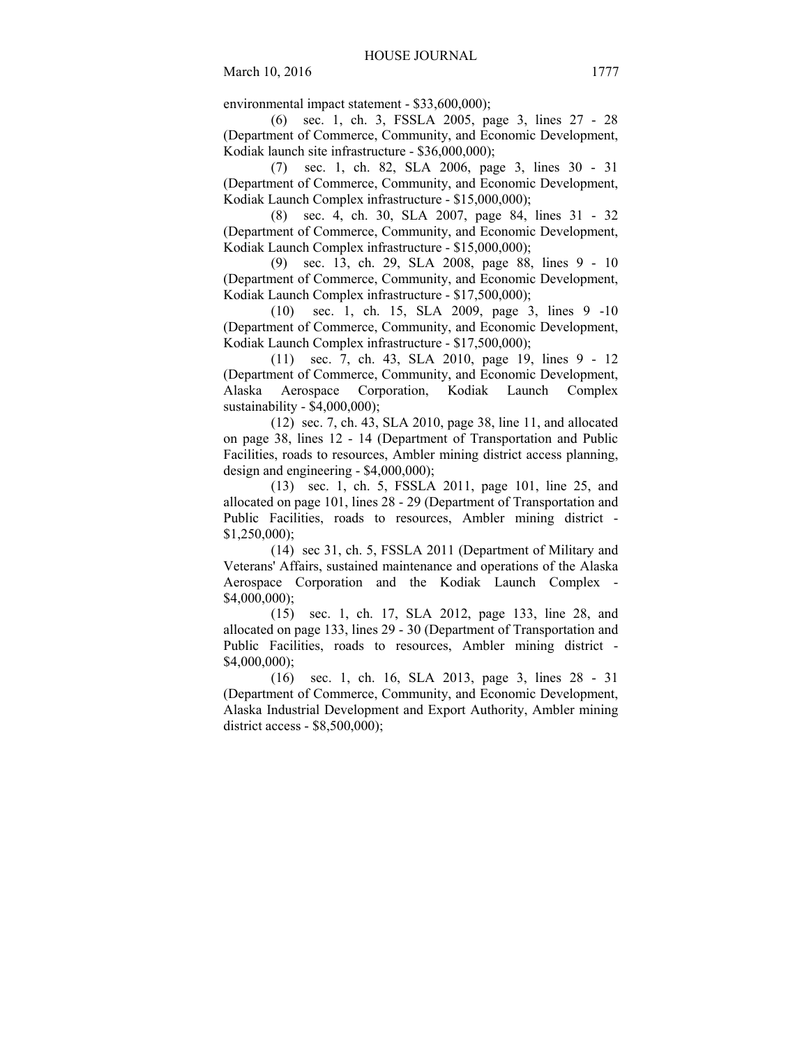environmental impact statement - $33,600,000);

(6) sec. 1, ch. 3, FSSLA 2005, page 3, lines 27 - 28 (Department of Commerce, Community, and Economic Development, Kodiak launch site infrastructure - $36,000,000);

(7) sec. 1, ch. 82, SLA 2006, page 3, lines 30 - 31 (Department of Commerce, Community, and Economic Development, Kodiak Launch Complex infrastructure - $15,000,000);

(8) sec. 4, ch. 30, SLA 2007, page 84, lines 31 - 32 (Department of Commerce, Community, and Economic Development, Kodiak Launch Complex infrastructure - $15,000,000);

(9) sec. 13, ch. 29, SLA 2008, page 88, lines 9 - 10 (Department of Commerce, Community, and Economic Development, Kodiak Launch Complex infrastructure - $17,500,000);

(10) sec. 1, ch. 15, SLA 2009, page 3, lines 9 -10 (Department of Commerce, Community, and Economic Development, Kodiak Launch Complex infrastructure - $17,500,000);

(11) sec. 7, ch. 43, SLA 2010, page 19, lines 9 - 12 (Department of Commerce, Community, and Economic Development, Alaska Aerospace Corporation, Kodiak Launch Complex sustainability - $4,000,000);

(12) sec. 7, ch. 43, SLA 2010, page 38, line 11, and allocated on page 38, lines 12 - 14 (Department of Transportation and Public Facilities, roads to resources, Ambler mining district access planning, design and engineering - $4,000,000);

(13) sec. 1, ch. 5, FSSLA 2011, page 101, line 25, and allocated on page 101, lines 28 - 29 (Department of Transportation and Public Facilities, roads to resources, Ambler mining district - $1,250,000);

(14) sec 31, ch. 5, FSSLA 2011 (Department of Military and Veterans' Affairs, sustained maintenance and operations of the Alaska Aerospace Corporation and the Kodiak Launch Complex - $4,000,000);

(15) sec. 1, ch. 17, SLA 2012, page 133, line 28, and allocated on page 133, lines 29 - 30 (Department of Transportation and Public Facilities, roads to resources, Ambler mining district - $4,000,000);

(16) sec. 1, ch. 16, SLA 2013, page 3, lines 28 - 31 (Department of Commerce, Community, and Economic Development, Alaska Industrial Development and Export Authority, Ambler mining district access - $8,500,000);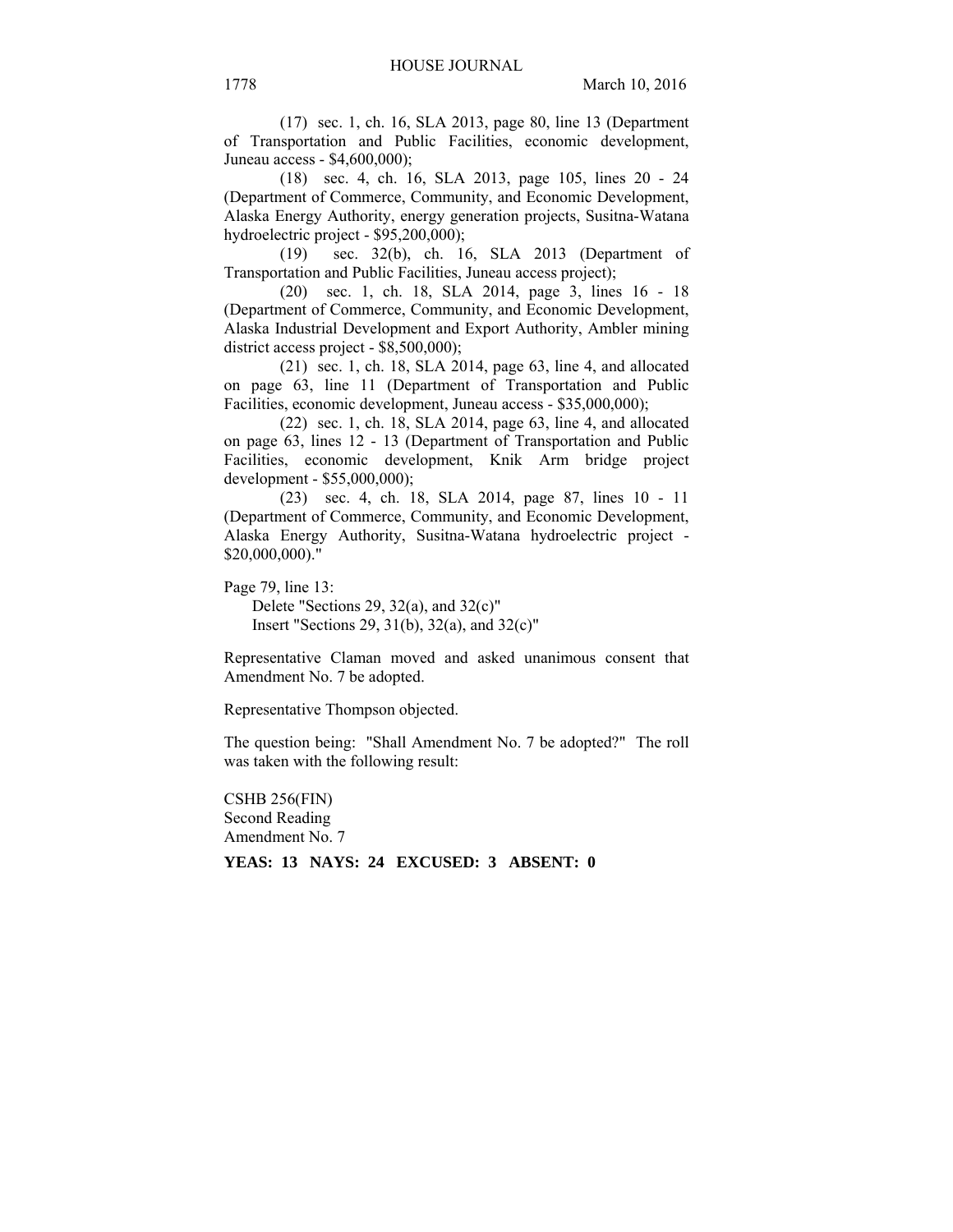(17) sec. 1, ch. 16, SLA 2013, page 80, line 13 (Department of Transportation and Public Facilities, economic development, Juneau access - $4,600,000);

(18) sec. 4, ch. 16, SLA 2013, page 105, lines 20 - 24 (Department of Commerce, Community, and Economic Development, Alaska Energy Authority, energy generation projects, Susitna-Watana hydroelectric project - $95,200,000);

(19) sec. 32(b), ch. 16, SLA 2013 (Department of Transportation and Public Facilities, Juneau access project);

(20) sec. 1, ch. 18, SLA 2014, page 3, lines 16 - 18 (Department of Commerce, Community, and Economic Development, Alaska Industrial Development and Export Authority, Ambler mining district access project - $8,500,000);

(21) sec. 1, ch. 18, SLA 2014, page 63, line 4, and allocated on page 63, line 11 (Department of Transportation and Public Facilities, economic development, Juneau access - $35,000,000);

(22) sec. 1, ch. 18, SLA 2014, page 63, line 4, and allocated on page 63, lines 12 - 13 (Department of Transportation and Public Facilities, economic development, Knik Arm bridge project development - $55,000,000);

(23) sec. 4, ch. 18, SLA 2014, page 87, lines 10 - 11 (Department of Commerce, Community, and Economic Development, Alaska Energy Authority, Susitna-Watana hydroelectric project - $20,000,000)."

Page 79, line 13:
    Delete "Sections 29, 32(a), and 32(c)"
    Insert "Sections 29, 31(b), 32(a), and 32(c)"

Representative Claman moved and asked unanimous consent that Amendment No. 7 be adopted.

Representative Thompson objected.

The question being: "Shall Amendment No. 7 be adopted?" The roll was taken with the following result:

CSHB 256(FIN)
Second Reading
Amendment No. 7

**YEAS: 13 NAYS: 24 EXCUSED: 3 ABSENT: 0**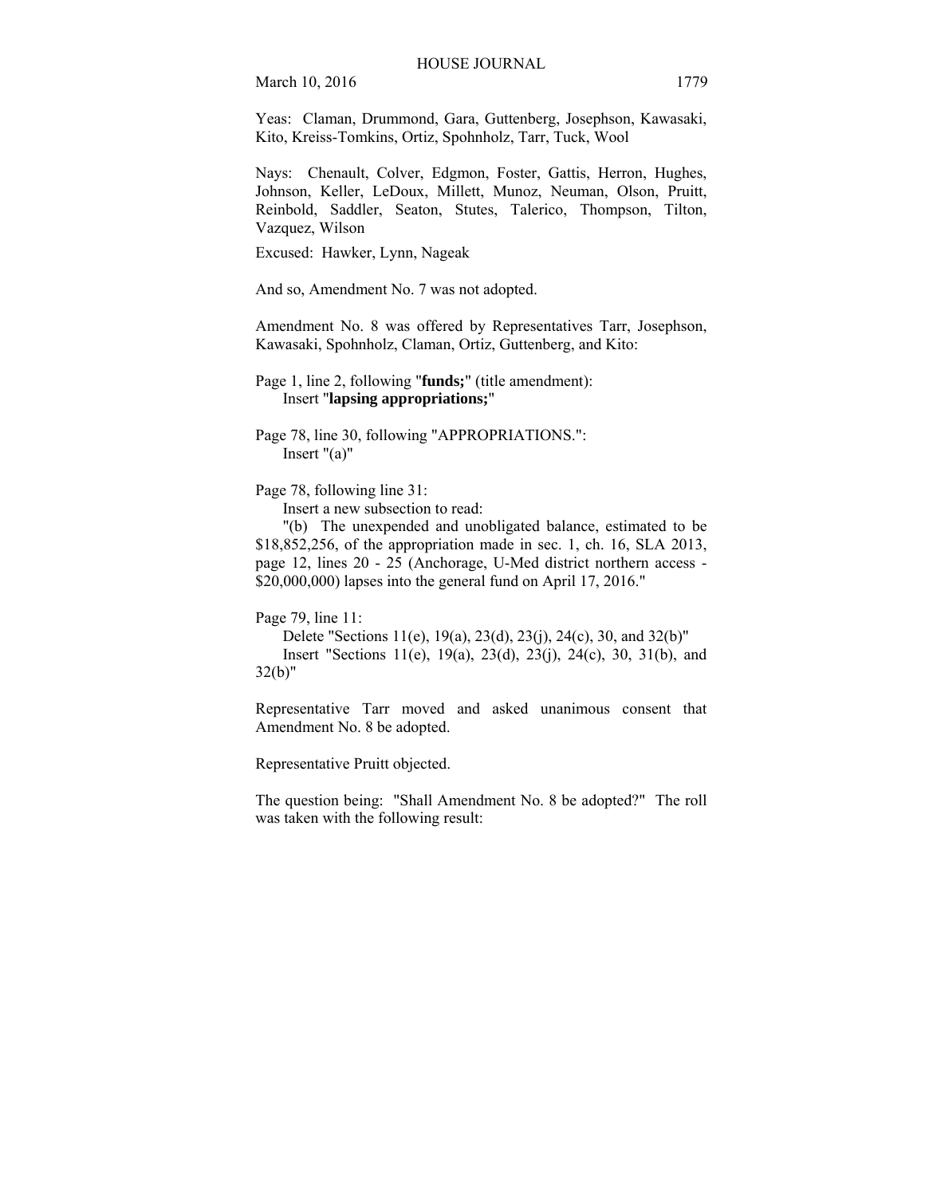Yeas: Claman, Drummond, Gara, Guttenberg, Josephson, Kawasaki, Kito, Kreiss-Tomkins, Ortiz, Spohnholz, Tarr, Tuck, Wool

Nays: Chenault, Colver, Edgmon, Foster, Gattis, Herron, Hughes, Johnson, Keller, LeDoux, Millett, Munoz, Neuman, Olson, Pruitt, Reinbold, Saddler, Seaton, Stutes, Talerico, Thompson, Tilton, Vazquez, Wilson

Excused: Hawker, Lynn, Nageak

And so, Amendment No. 7 was not adopted.

Amendment No. 8 was offered by Representatives Tarr, Josephson, Kawasaki, Spohnholz, Claman, Ortiz, Guttenberg, and Kito:

Page 1, line 2, following "**funds;**" (title amendment):
Insert "**lapsing appropriations;**"

Page 78, line 30, following "APPROPRIATIONS.":
Insert "(a)"

Page 78, following line 31:
Insert a new subsection to read:
"(b) The unexpended and unobligated balance, estimated to be $18,852,256, of the appropriation made in sec. 1, ch. 16, SLA 2013, page 12, lines 20 - 25 (Anchorage, U-Med district northern access - $20,000,000) lapses into the general fund on April 17, 2016."

Page 79, line 11:
Delete "Sections 11(e), 19(a), 23(d), 23(j), 24(c), 30, and 32(b)"
Insert "Sections 11(e), 19(a), 23(d), 23(j), 24(c), 30, 31(b), and 32(b)"

Representative Tarr moved and asked unanimous consent that Amendment No. 8 be adopted.

Representative Pruitt objected.

The question being: "Shall Amendment No. 8 be adopted?" The roll was taken with the following result: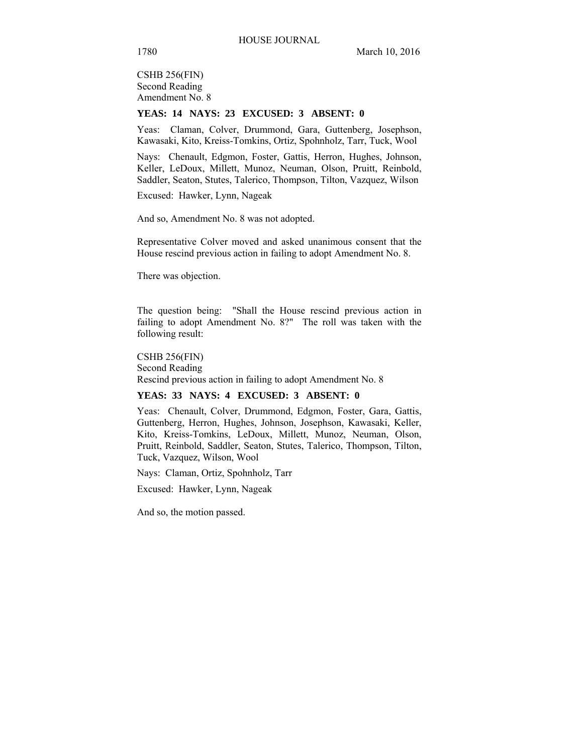CSHB 256(FIN)
Second Reading
Amendment No. 8

**YEAS: 14 NAYS: 23 EXCUSED: 3 ABSENT: 0**

Yeas: Claman, Colver, Drummond, Gara, Guttenberg, Josephson, Kawasaki, Kito, Kreiss-Tomkins, Ortiz, Spohnholz, Tarr, Tuck, Wool

Nays: Chenault, Edgmon, Foster, Gattis, Herron, Hughes, Johnson, Keller, LeDoux, Millett, Munoz, Neuman, Olson, Pruitt, Reinbold, Saddler, Seaton, Stutes, Talerico, Thompson, Tilton, Vazquez, Wilson

Excused: Hawker, Lynn, Nageak

And so, Amendment No. 8 was not adopted.

Representative Colver moved and asked unanimous consent that the House rescind previous action in failing to adopt Amendment No. 8.

There was objection.

The question being: "Shall the House rescind previous action in failing to adopt Amendment No. 8?" The roll was taken with the following result:

CSHB 256(FIN)
Second Reading
Rescind previous action in failing to adopt Amendment No. 8

**YEAS: 33 NAYS: 4 EXCUSED: 3 ABSENT: 0**

Yeas: Chenault, Colver, Drummond, Edgmon, Foster, Gara, Gattis, Guttenberg, Herron, Hughes, Johnson, Josephson, Kawasaki, Keller, Kito, Kreiss-Tomkins, LeDoux, Millett, Munoz, Neuman, Olson, Pruitt, Reinbold, Saddler, Seaton, Stutes, Talerico, Thompson, Tilton, Tuck, Vazquez, Wilson, Wool

Nays: Claman, Ortiz, Spohnholz, Tarr

Excused: Hawker, Lynn, Nageak

And so, the motion passed.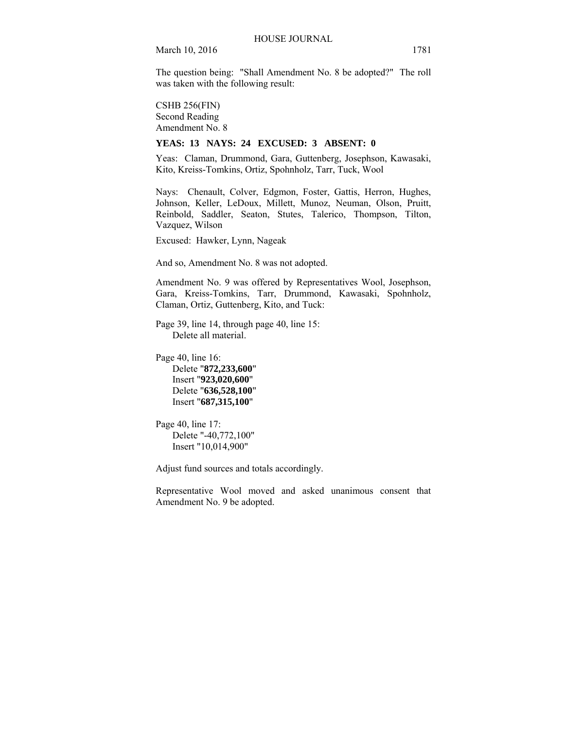The question being: "Shall Amendment No. 8 be adopted?" The roll was taken with the following result:

CSHB 256(FIN)
Second Reading
Amendment No. 8

**YEAS: 13 NAYS: 24 EXCUSED: 3 ABSENT: 0**

Yeas: Claman, Drummond, Gara, Guttenberg, Josephson, Kawasaki, Kito, Kreiss-Tomkins, Ortiz, Spohnholz, Tarr, Tuck, Wool

Nays: Chenault, Colver, Edgmon, Foster, Gattis, Herron, Hughes, Johnson, Keller, LeDoux, Millett, Munoz, Neuman, Olson, Pruitt, Reinbold, Saddler, Seaton, Stutes, Talerico, Thompson, Tilton, Vazquez, Wilson

Excused: Hawker, Lynn, Nageak

And so, Amendment No. 8 was not adopted.

Amendment No. 9 was offered by Representatives Wool, Josephson, Gara, Kreiss-Tomkins, Tarr, Drummond, Kawasaki, Spohnholz, Claman, Ortiz, Guttenberg, Kito, and Tuck:

Page 39, line 14, through page 40, line 15:
Delete all material.

Page 40, line 16:
Delete "**872,233,600**"
Insert "**923,020,600**"
Delete "**636,528,100**"
Insert "**687,315,100**"

Page 40, line 17:
Delete "-40,772,100"
Insert "10,014,900"

Adjust fund sources and totals accordingly.

Representative Wool moved and asked unanimous consent that Amendment No. 9 be adopted.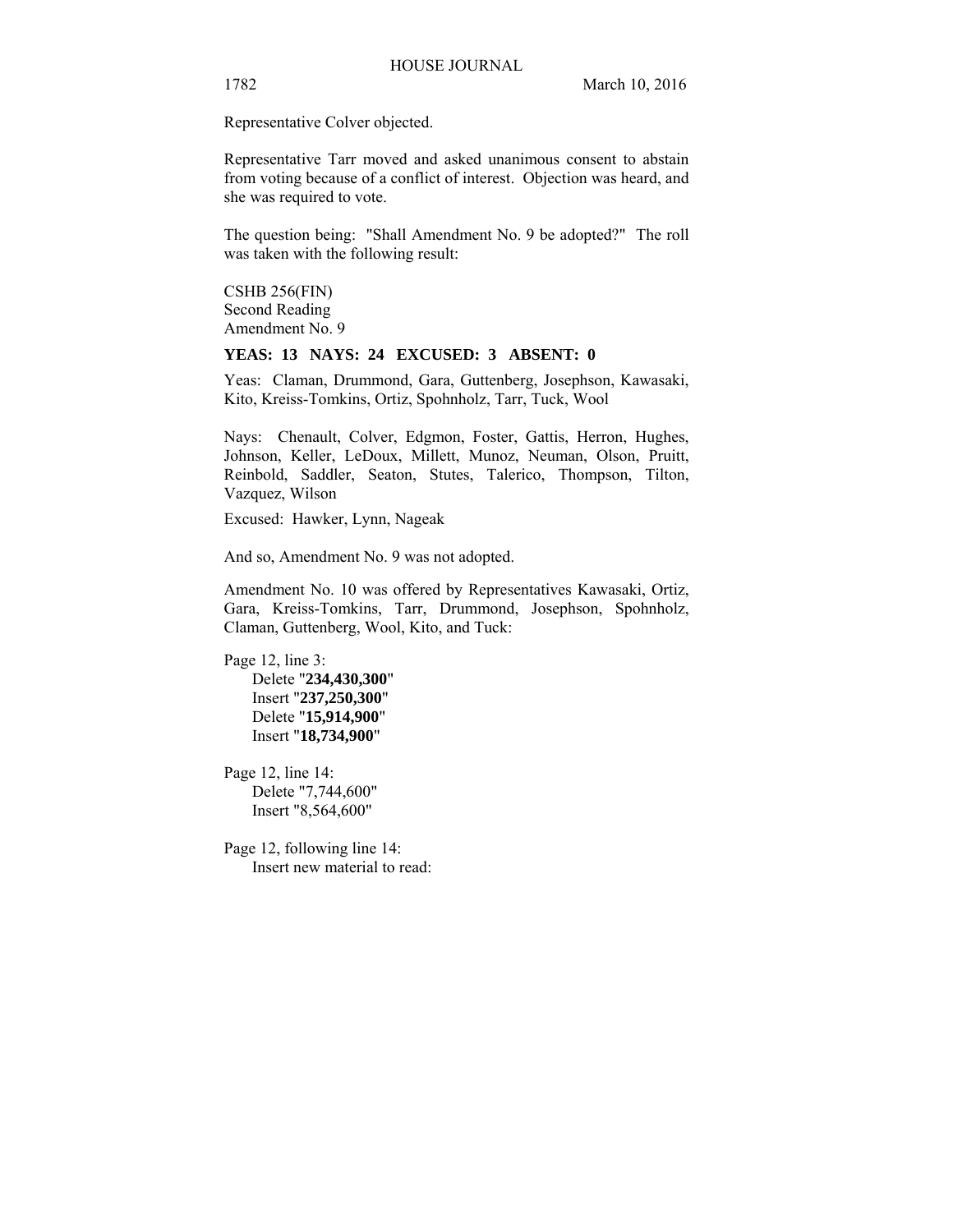Representative Colver objected.

Representative Tarr moved and asked unanimous consent to abstain from voting because of a conflict of interest. Objection was heard, and she was required to vote.

The question being: "Shall Amendment No. 9 be adopted?" The roll was taken with the following result:

CSHB 256(FIN)
Second Reading
Amendment No. 9

**YEAS: 13 NAYS: 24 EXCUSED: 3 ABSENT: 0**

Yeas: Claman, Drummond, Gara, Guttenberg, Josephson, Kawasaki, Kito, Kreiss-Tomkins, Ortiz, Spohnholz, Tarr, Tuck, Wool

Nays: Chenault, Colver, Edgmon, Foster, Gattis, Herron, Hughes, Johnson, Keller, LeDoux, Millett, Munoz, Neuman, Olson, Pruitt, Reinbold, Saddler, Seaton, Stutes, Talerico, Thompson, Tilton, Vazquez, Wilson

Excused: Hawker, Lynn, Nageak

And so, Amendment No. 9 was not adopted.

Amendment No. 10 was offered by Representatives Kawasaki, Ortiz, Gara, Kreiss-Tomkins, Tarr, Drummond, Josephson, Spohnholz, Claman, Guttenberg, Wool, Kito, and Tuck:

Page 12, line 3:
Delete "**234,430,300**"
Insert "**237,250,300**"
Delete "**15,914,900**"
Insert "**18,734,900**"

Page 12, line 14:
Delete "7,744,600"
Insert "8,564,600"

Page 12, following line 14:
Insert new material to read: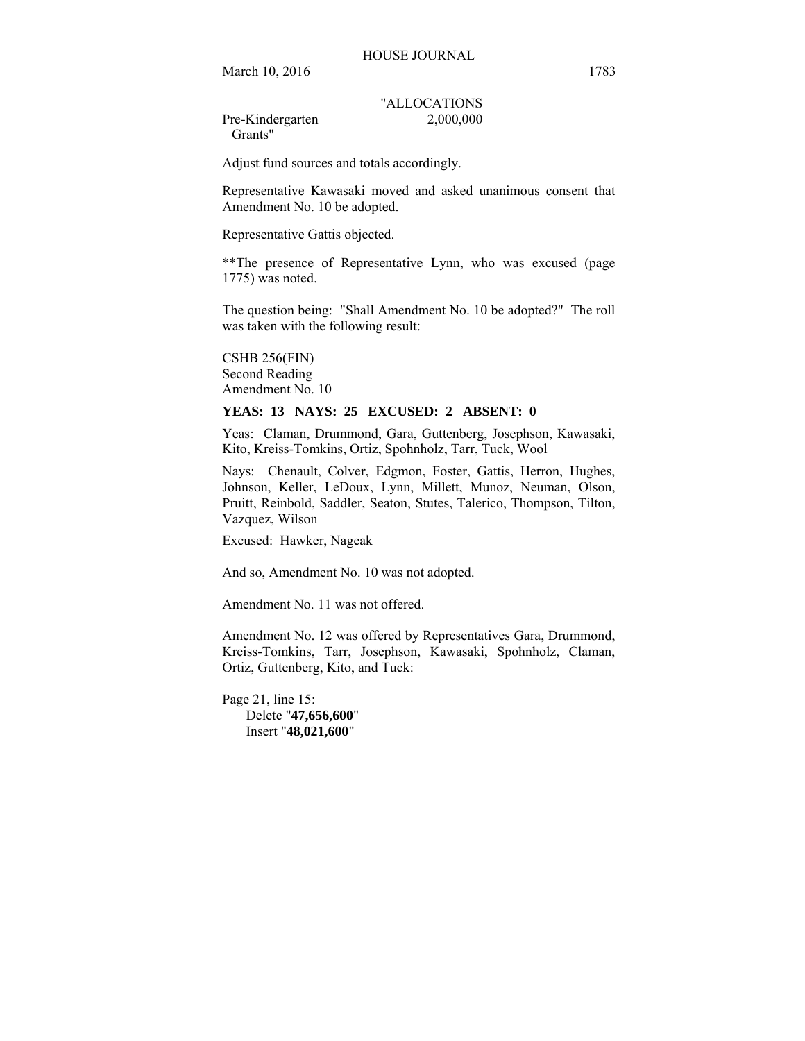"ALLOCATIONS

Pre-Kindergarten Grants" 2,000,000

Adjust fund sources and totals accordingly.

Representative Kawasaki moved and asked unanimous consent that Amendment No. 10 be adopted.

Representative Gattis objected.

**The presence of Representative Lynn, who was excused (page 1775) was noted.

The question being: "Shall Amendment No. 10 be adopted?" The roll was taken with the following result:

CSHB 256(FIN)
Second Reading
Amendment No. 10

**YEAS: 13 NAYS: 25 EXCUSED: 2 ABSENT: 0**

Yeas: Claman, Drummond, Gara, Guttenberg, Josephson, Kawasaki, Kito, Kreiss-Tomkins, Ortiz, Spohnholz, Tarr, Tuck, Wool

Nays: Chenault, Colver, Edgmon, Foster, Gattis, Herron, Hughes, Johnson, Keller, LeDoux, Lynn, Millett, Munoz, Neuman, Olson, Pruitt, Reinbold, Saddler, Seaton, Stutes, Talerico, Thompson, Tilton, Vazquez, Wilson

Excused: Hawker, Nageak

And so, Amendment No. 10 was not adopted.

Amendment No. 11 was not offered.

Amendment No. 12 was offered by Representatives Gara, Drummond, Kreiss-Tomkins, Tarr, Josephson, Kawasaki, Spohnholz, Claman, Ortiz, Guttenberg, Kito, and Tuck:

Page 21, line 15:
Delete "**47,656,600**"
Insert "**48,021,600**"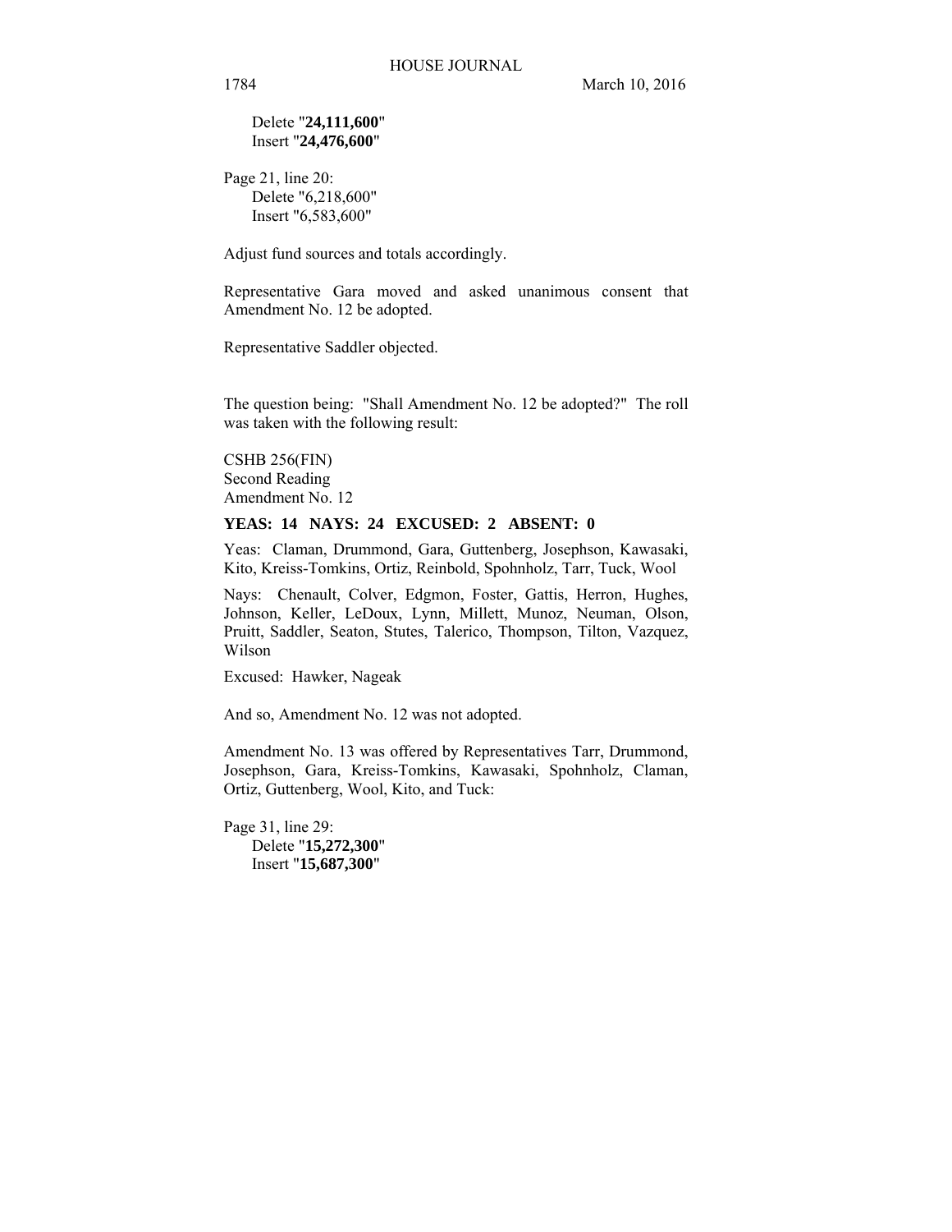Delete "**24,111,600**"
Insert "**24,476,600**"

Page 21, line 20:
Delete "6,218,600"
Insert "6,583,600"

Adjust fund sources and totals accordingly.

Representative Gara moved and asked unanimous consent that Amendment No. 12 be adopted.

Representative Saddler objected.

The question being: "Shall Amendment No. 12 be adopted?" The roll was taken with the following result:

CSHB 256(FIN)
Second Reading
Amendment No. 12

**YEAS: 14 NAYS: 24 EXCUSED: 2 ABSENT: 0**

Yeas: Claman, Drummond, Gara, Guttenberg, Josephson, Kawasaki, Kito, Kreiss-Tomkins, Ortiz, Reinbold, Spohnholz, Tarr, Tuck, Wool

Nays: Chenault, Colver, Edgmon, Foster, Gattis, Herron, Hughes, Johnson, Keller, LeDoux, Lynn, Millett, Munoz, Neuman, Olson, Pruitt, Saddler, Seaton, Stutes, Talerico, Thompson, Tilton, Vazquez, Wilson

Excused: Hawker, Nageak

And so, Amendment No. 12 was not adopted.

Amendment No. 13 was offered by Representatives Tarr, Drummond, Josephson, Gara, Kreiss-Tomkins, Kawasaki, Spohnholz, Claman, Ortiz, Guttenberg, Wool, Kito, and Tuck:

Page 31, line 29:
Delete "**15,272,300**"
Insert "**15,687,300**"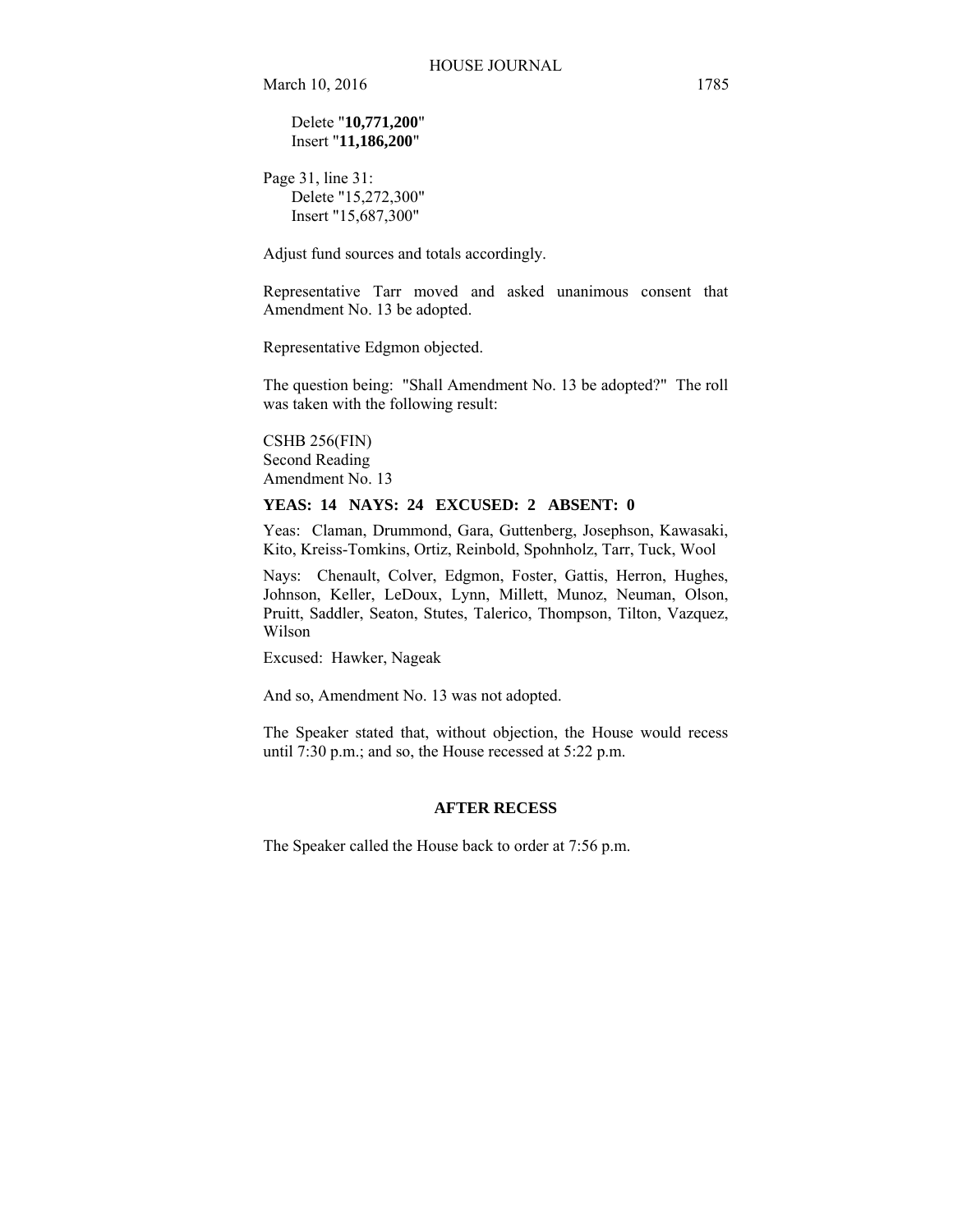Delete "**10,771,200**"
Insert "**11,186,200**"

Page 31, line 31:
Delete "15,272,300"
Insert "15,687,300"

Adjust fund sources and totals accordingly.

Representative Tarr moved and asked unanimous consent that Amendment No. 13 be adopted.

Representative Edgmon objected.

The question being: "Shall Amendment No. 13 be adopted?" The roll was taken with the following result:

CSHB 256(FIN)
Second Reading
Amendment No. 13

**YEAS: 14 NAYS: 24 EXCUSED: 2 ABSENT: 0**

Yeas: Claman, Drummond, Gara, Guttenberg, Josephson, Kawasaki, Kito, Kreiss-Tomkins, Ortiz, Reinbold, Spohnholz, Tarr, Tuck, Wool

Nays: Chenault, Colver, Edgmon, Foster, Gattis, Herron, Hughes, Johnson, Keller, LeDoux, Lynn, Millett, Munoz, Neuman, Olson, Pruitt, Saddler, Seaton, Stutes, Talerico, Thompson, Tilton, Vazquez, Wilson

Excused: Hawker, Nageak

And so, Amendment No. 13 was not adopted.

The Speaker stated that, without objection, the House would recess until 7:30 p.m.; and so, the House recessed at 5:22 p.m.

## AFTER RECESS

The Speaker called the House back to order at 7:56 p.m.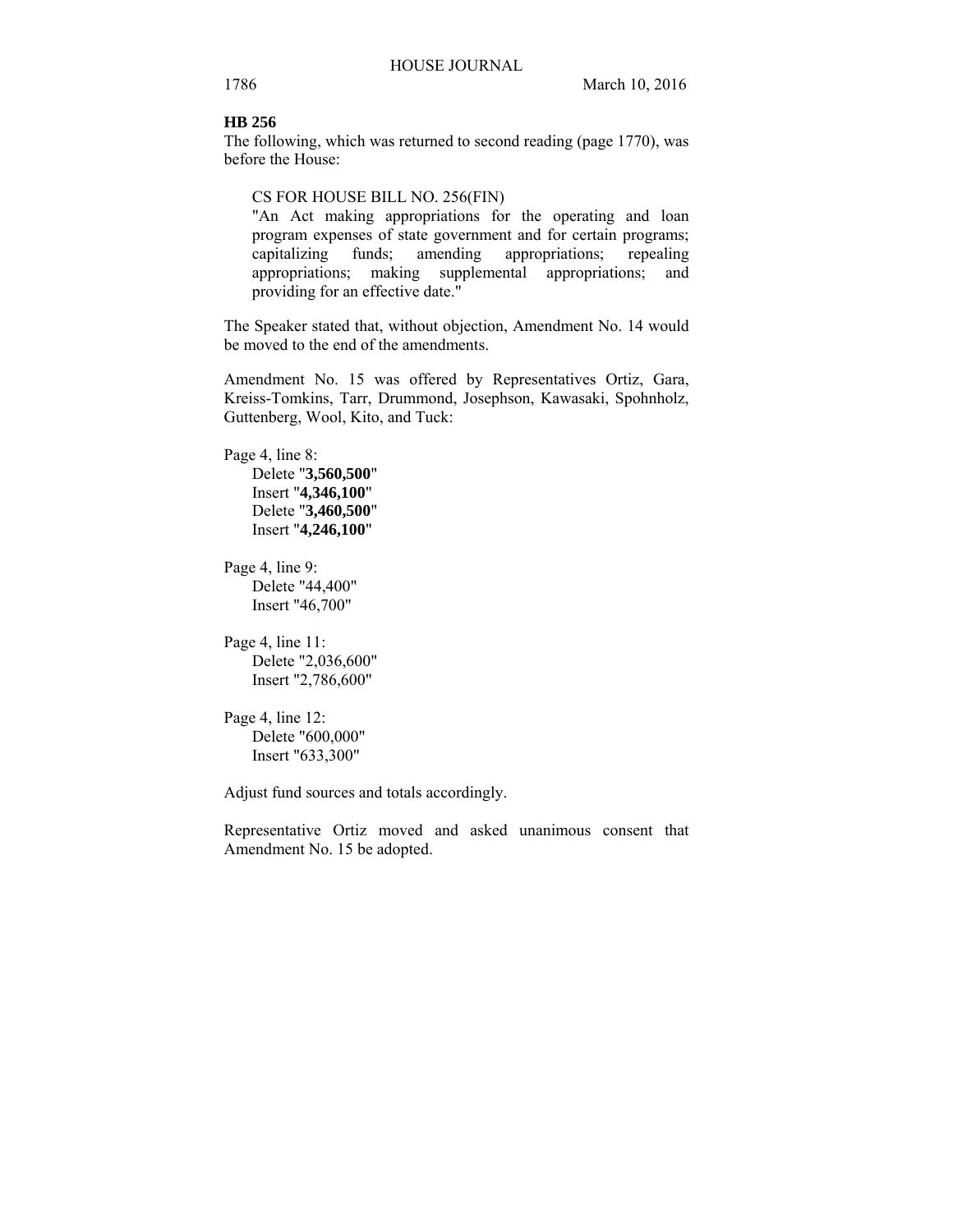**HB 256**

The following, which was returned to second reading (page 1770), was before the House:

CS FOR HOUSE BILL NO. 256(FIN)
"An Act making appropriations for the operating and loan program expenses of state government and for certain programs; capitalizing funds; amending appropriations; repealing appropriations; making supplemental appropriations; and providing for an effective date."

The Speaker stated that, without objection, Amendment No. 14 would be moved to the end of the amendments.

Amendment No. 15 was offered by Representatives Ortiz, Gara, Kreiss-Tomkins, Tarr, Drummond, Josephson, Kawasaki, Spohnholz, Guttenberg, Wool, Kito, and Tuck:

Page 4, line 8:
Delete "**3,560,500**"
Insert "**4,346,100**"
Delete "**3,460,500**"
Insert "**4,246,100**"

Page 4, line 9:
Delete "44,400"
Insert "46,700"

Page 4, line 11:
Delete "2,036,600"
Insert "2,786,600"

Page 4, line 12:
Delete "600,000"
Insert "633,300"

Adjust fund sources and totals accordingly.

Representative Ortiz moved and asked unanimous consent that Amendment No. 15 be adopted.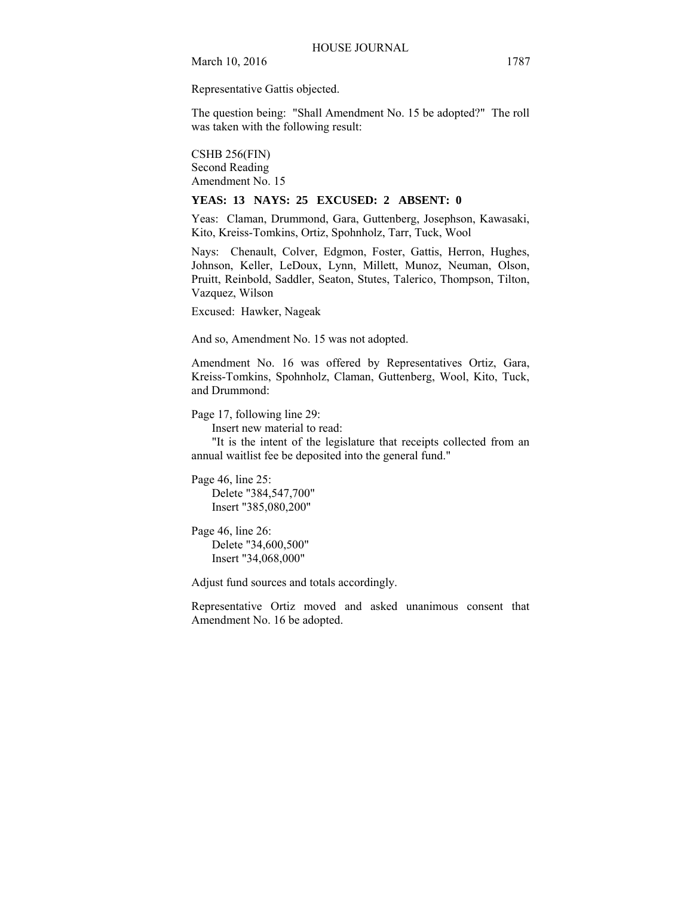Representative Gattis objected.

The question being: "Shall Amendment No. 15 be adopted?" The roll was taken with the following result:

CSHB 256(FIN)
Second Reading
Amendment No. 15

**YEAS: 13 NAYS: 25 EXCUSED: 2 ABSENT: 0**

Yeas: Claman, Drummond, Gara, Guttenberg, Josephson, Kawasaki, Kito, Kreiss-Tomkins, Ortiz, Spohnholz, Tarr, Tuck, Wool

Nays: Chenault, Colver, Edgmon, Foster, Gattis, Herron, Hughes, Johnson, Keller, LeDoux, Lynn, Millett, Munoz, Neuman, Olson, Pruitt, Reinbold, Saddler, Seaton, Stutes, Talerico, Thompson, Tilton, Vazquez, Wilson

Excused: Hawker, Nageak

And so, Amendment No. 15 was not adopted.

Amendment No. 16 was offered by Representatives Ortiz, Gara, Kreiss-Tomkins, Spohnholz, Claman, Guttenberg, Wool, Kito, Tuck, and Drummond:

Page 17, following line 29:
    Insert new material to read:
    "It is the intent of the legislature that receipts collected from an annual waitlist fee be deposited into the general fund."

Page 46, line 25:
    Delete "384,547,700"
    Insert "385,080,200"

Page 46, line 26:
    Delete "34,600,500"
    Insert "34,068,000"

Adjust fund sources and totals accordingly.

Representative Ortiz moved and asked unanimous consent that Amendment No. 16 be adopted.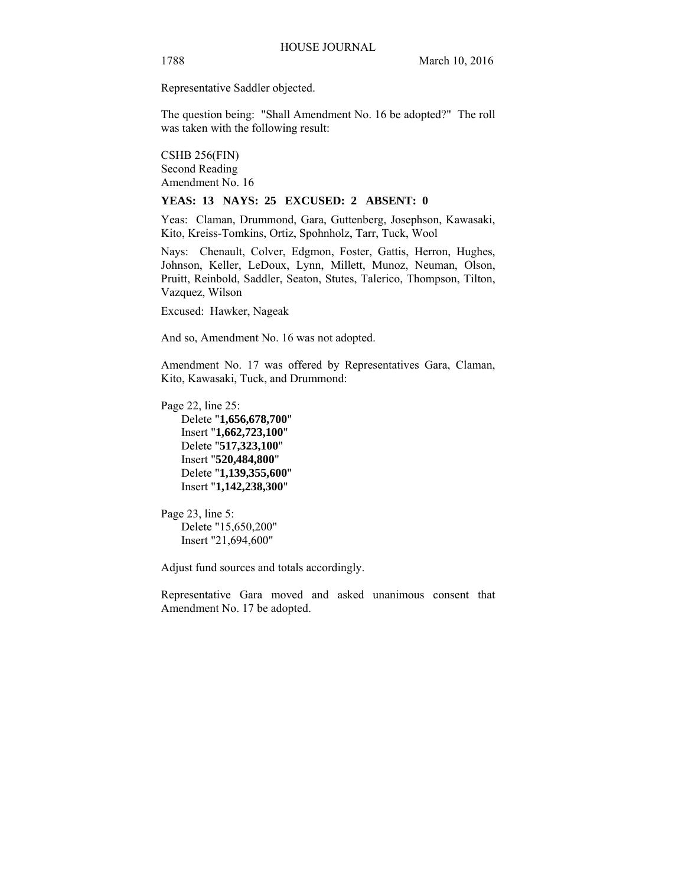Representative Saddler objected.

The question being: "Shall Amendment No. 16 be adopted?" The roll was taken with the following result:

CSHB 256(FIN)
Second Reading
Amendment No. 16

**YEAS: 13 NAYS: 25 EXCUSED: 2 ABSENT: 0**

Yeas: Claman, Drummond, Gara, Guttenberg, Josephson, Kawasaki, Kito, Kreiss-Tomkins, Ortiz, Spohnholz, Tarr, Tuck, Wool

Nays: Chenault, Colver, Edgmon, Foster, Gattis, Herron, Hughes, Johnson, Keller, LeDoux, Lynn, Millett, Munoz, Neuman, Olson, Pruitt, Reinbold, Saddler, Seaton, Stutes, Talerico, Thompson, Tilton, Vazquez, Wilson

Excused: Hawker, Nageak

And so, Amendment No. 16 was not adopted.

Amendment No. 17 was offered by Representatives Gara, Claman, Kito, Kawasaki, Tuck, and Drummond:

Page 22, line 25:
Delete "**1,656,678,700**"
Insert "**1,662,723,100**"
Delete "**517,323,100**"
Insert "**520,484,800**"
Delete "**1,139,355,600**"
Insert "**1,142,238,300**"

Page 23, line 5:
Delete "15,650,200"
Insert "21,694,600"

Adjust fund sources and totals accordingly.

Representative Gara moved and asked unanimous consent that Amendment No. 17 be adopted.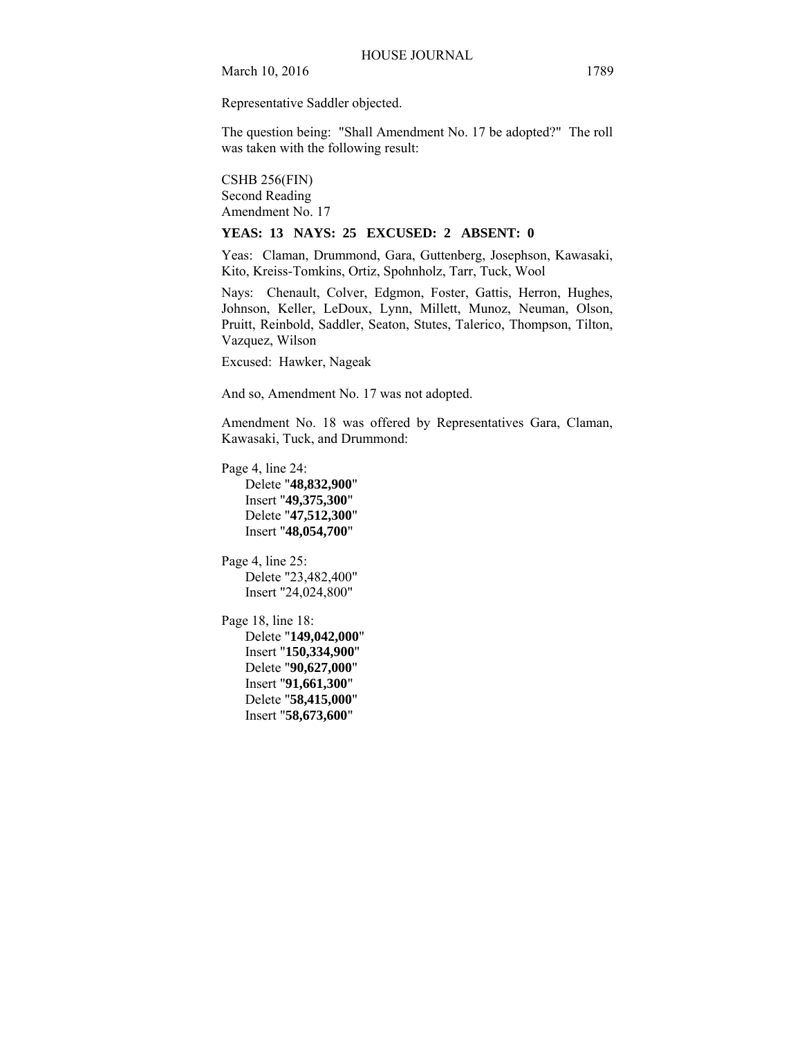Representative Saddler objected.

The question being: "Shall Amendment No. 17 be adopted?" The roll was taken with the following result:

CSHB 256(FIN)
Second Reading
Amendment No. 17

**YEAS: 13 NAYS: 25 EXCUSED: 2 ABSENT: 0**

Yeas: Claman, Drummond, Gara, Guttenberg, Josephson, Kawasaki, Kito, Kreiss-Tomkins, Ortiz, Spohnholz, Tarr, Tuck, Wool

Nays: Chenault, Colver, Edgmon, Foster, Gattis, Herron, Hughes, Johnson, Keller, LeDoux, Lynn, Millett, Munoz, Neuman, Olson, Pruitt, Reinbold, Saddler, Seaton, Stutes, Talerico, Thompson, Tilton, Vazquez, Wilson

Excused: Hawker, Nageak

And so, Amendment No. 17 was not adopted.

Amendment No. 18 was offered by Representatives Gara, Claman, Kawasaki, Tuck, and Drummond:

Page 4, line 24:
Delete "**48,832,900**"
Insert "**49,375,300**"
Delete "**47,512,300**"
Insert "**48,054,700**"

Page 4, line 25:
Delete "23,482,400"
Insert "24,024,800"

Page 18, line 18:
Delete "**149,042,000**"
Insert "**150,334,900**"
Delete "**90,627,000**"
Insert "**91,661,300**"
Delete "**58,415,000**"
Insert "**58,673,600**"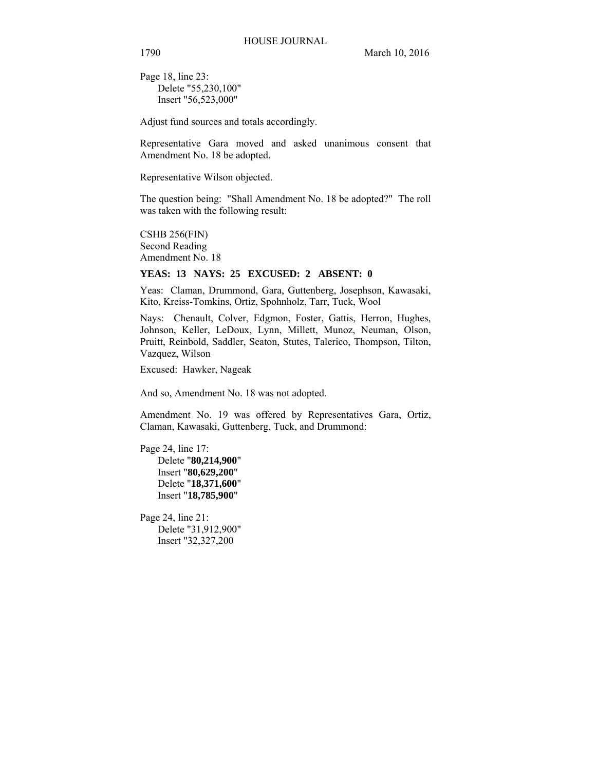Page 18, line 23:
Delete "55,230,100"
Insert "56,523,000"

Adjust fund sources and totals accordingly.

Representative Gara moved and asked unanimous consent that Amendment No. 18 be adopted.

Representative Wilson objected.

The question being: "Shall Amendment No. 18 be adopted?" The roll was taken with the following result:

CSHB 256(FIN)
Second Reading
Amendment No. 18

**YEAS: 13 NAYS: 25 EXCUSED: 2 ABSENT: 0**

Yeas: Claman, Drummond, Gara, Guttenberg, Josephson, Kawasaki, Kito, Kreiss-Tomkins, Ortiz, Spohnholz, Tarr, Tuck, Wool

Nays: Chenault, Colver, Edgmon, Foster, Gattis, Herron, Hughes, Johnson, Keller, LeDoux, Lynn, Millett, Munoz, Neuman, Olson, Pruitt, Reinbold, Saddler, Seaton, Stutes, Talerico, Thompson, Tilton, Vazquez, Wilson

Excused: Hawker, Nageak

And so, Amendment No. 18 was not adopted.

Amendment No. 19 was offered by Representatives Gara, Ortiz, Claman, Kawasaki, Guttenberg, Tuck, and Drummond:

Page 24, line 17:
Delete "**80,214,900**"
Insert "**80,629,200**"
Delete "**18,371,600**"
Insert "**18,785,900**"

Page 24, line 21:
Delete "31,912,900"
Insert "32,327,200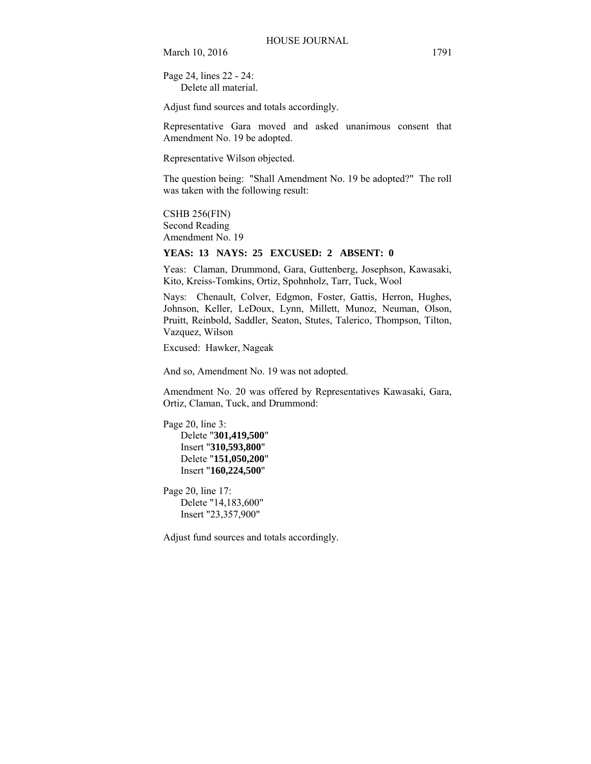Page 24, lines 22 - 24:
Delete all material.

Adjust fund sources and totals accordingly.

Representative Gara moved and asked unanimous consent that Amendment No. 19 be adopted.

Representative Wilson objected.

The question being: "Shall Amendment No. 19 be adopted?" The roll was taken with the following result:

CSHB 256(FIN)
Second Reading
Amendment No. 19

**YEAS: 13 NAYS: 25 EXCUSED: 2 ABSENT: 0**

Yeas: Claman, Drummond, Gara, Guttenberg, Josephson, Kawasaki, Kito, Kreiss-Tomkins, Ortiz, Spohnholz, Tarr, Tuck, Wool

Nays: Chenault, Colver, Edgmon, Foster, Gattis, Herron, Hughes, Johnson, Keller, LeDoux, Lynn, Millett, Munoz, Neuman, Olson, Pruitt, Reinbold, Saddler, Seaton, Stutes, Talerico, Thompson, Tilton, Vazquez, Wilson

Excused: Hawker, Nageak

And so, Amendment No. 19 was not adopted.

Amendment No. 20 was offered by Representatives Kawasaki, Gara, Ortiz, Claman, Tuck, and Drummond:

Page 20, line 3:
Delete "**301,419,500**"
Insert "**310,593,800**"
Delete "**151,050,200**"
Insert "**160,224,500**"

Page 20, line 17:
Delete "14,183,600"
Insert "23,357,900"

Adjust fund sources and totals accordingly.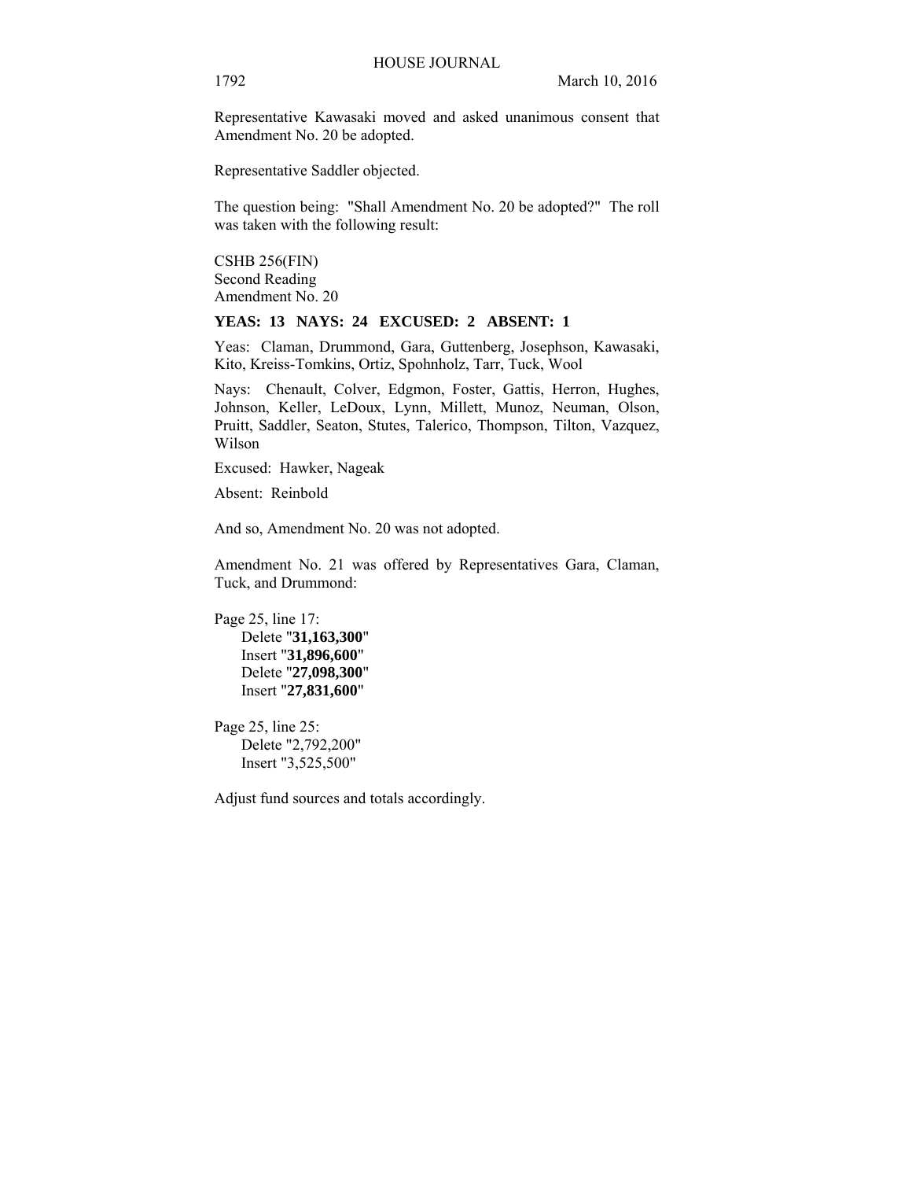Representative Kawasaki moved and asked unanimous consent that Amendment No. 20 be adopted.

Representative Saddler objected.

The question being: "Shall Amendment No. 20 be adopted?" The roll was taken with the following result:

CSHB 256(FIN)
Second Reading
Amendment No. 20

**YEAS: 13 NAYS: 24 EXCUSED: 2 ABSENT: 1**

Yeas: Claman, Drummond, Gara, Guttenberg, Josephson, Kawasaki, Kito, Kreiss-Tomkins, Ortiz, Spohnholz, Tarr, Tuck, Wool

Nays: Chenault, Colver, Edgmon, Foster, Gattis, Herron, Hughes, Johnson, Keller, LeDoux, Lynn, Millett, Munoz, Neuman, Olson, Pruitt, Saddler, Seaton, Stutes, Talerico, Thompson, Tilton, Vazquez, Wilson

Excused: Hawker, Nageak

Absent: Reinbold

And so, Amendment No. 20 was not adopted.

Amendment No. 21 was offered by Representatives Gara, Claman, Tuck, and Drummond:

Page 25, line 17:
Delete "**31,163,300**"
Insert "**31,896,600**"
Delete "**27,098,300**"
Insert "**27,831,600**"

Page 25, line 25:
Delete "2,792,200"
Insert "3,525,500"

Adjust fund sources and totals accordingly.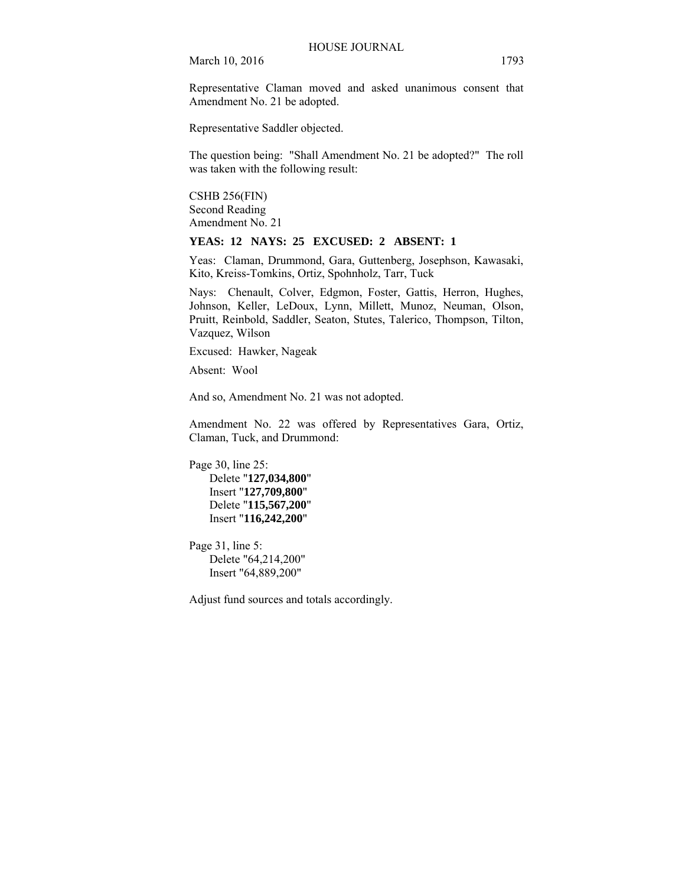Representative Claman moved and asked unanimous consent that Amendment No. 21 be adopted.

Representative Saddler objected.

The question being: "Shall Amendment No. 21 be adopted?" The roll was taken with the following result:

CSHB 256(FIN)
Second Reading
Amendment No. 21

**YEAS: 12 NAYS: 25 EXCUSED: 2 ABSENT: 1**

Yeas: Claman, Drummond, Gara, Guttenberg, Josephson, Kawasaki, Kito, Kreiss-Tomkins, Ortiz, Spohnholz, Tarr, Tuck

Nays: Chenault, Colver, Edgmon, Foster, Gattis, Herron, Hughes, Johnson, Keller, LeDoux, Lynn, Millett, Munoz, Neuman, Olson, Pruitt, Reinbold, Saddler, Seaton, Stutes, Talerico, Thompson, Tilton, Vazquez, Wilson

Excused: Hawker, Nageak

Absent: Wool

And so, Amendment No. 21 was not adopted.

Amendment No. 22 was offered by Representatives Gara, Ortiz, Claman, Tuck, and Drummond:

Page 30, line 25:
Delete "**127,034,800**"
Insert "**127,709,800**"
Delete "**115,567,200**"
Insert "**116,242,200**"

Page 31, line 5:
Delete "64,214,200"
Insert "64,889,200"

Adjust fund sources and totals accordingly.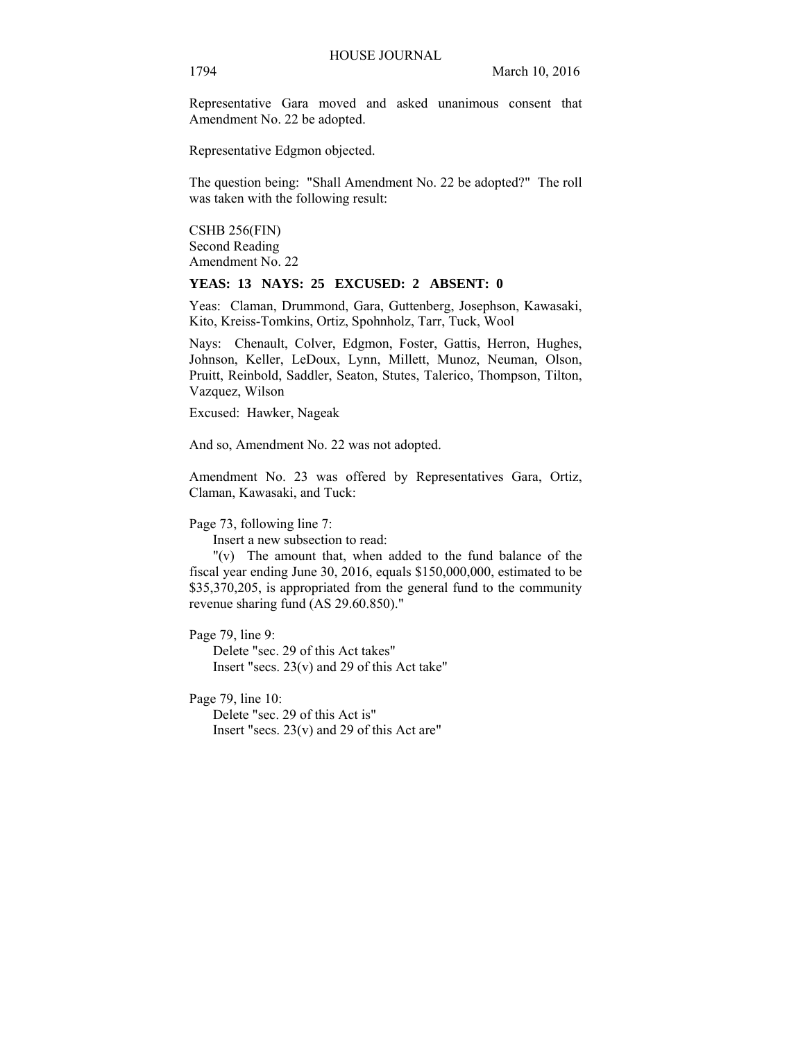Representative Gara moved and asked unanimous consent that Amendment No. 22 be adopted.

Representative Edgmon objected.

The question being: "Shall Amendment No. 22 be adopted?" The roll was taken with the following result:

CSHB 256(FIN)
Second Reading
Amendment No. 22

**YEAS: 13 NAYS: 25 EXCUSED: 2 ABSENT: 0**

Yeas: Claman, Drummond, Gara, Guttenberg, Josephson, Kawasaki, Kito, Kreiss-Tomkins, Ortiz, Spohnholz, Tarr, Tuck, Wool

Nays: Chenault, Colver, Edgmon, Foster, Gattis, Herron, Hughes, Johnson, Keller, LeDoux, Lynn, Millett, Munoz, Neuman, Olson, Pruitt, Reinbold, Saddler, Seaton, Stutes, Talerico, Thompson, Tilton, Vazquez, Wilson

Excused: Hawker, Nageak

And so, Amendment No. 22 was not adopted.

Amendment No. 23 was offered by Representatives Gara, Ortiz, Claman, Kawasaki, and Tuck:

Page 73, following line 7:
Insert a new subsection to read:
"(v) The amount that, when added to the fund balance of the fiscal year ending June 30, 2016, equals $150,000,000, estimated to be $35,370,205, is appropriated from the general fund to the community revenue sharing fund (AS 29.60.850)."

Page 79, line 9:
Delete "sec. 29 of this Act takes"
Insert "secs. 23(v) and 29 of this Act take"

Page 79, line 10:
Delete "sec. 29 of this Act is"
Insert "secs. 23(v) and 29 of this Act are"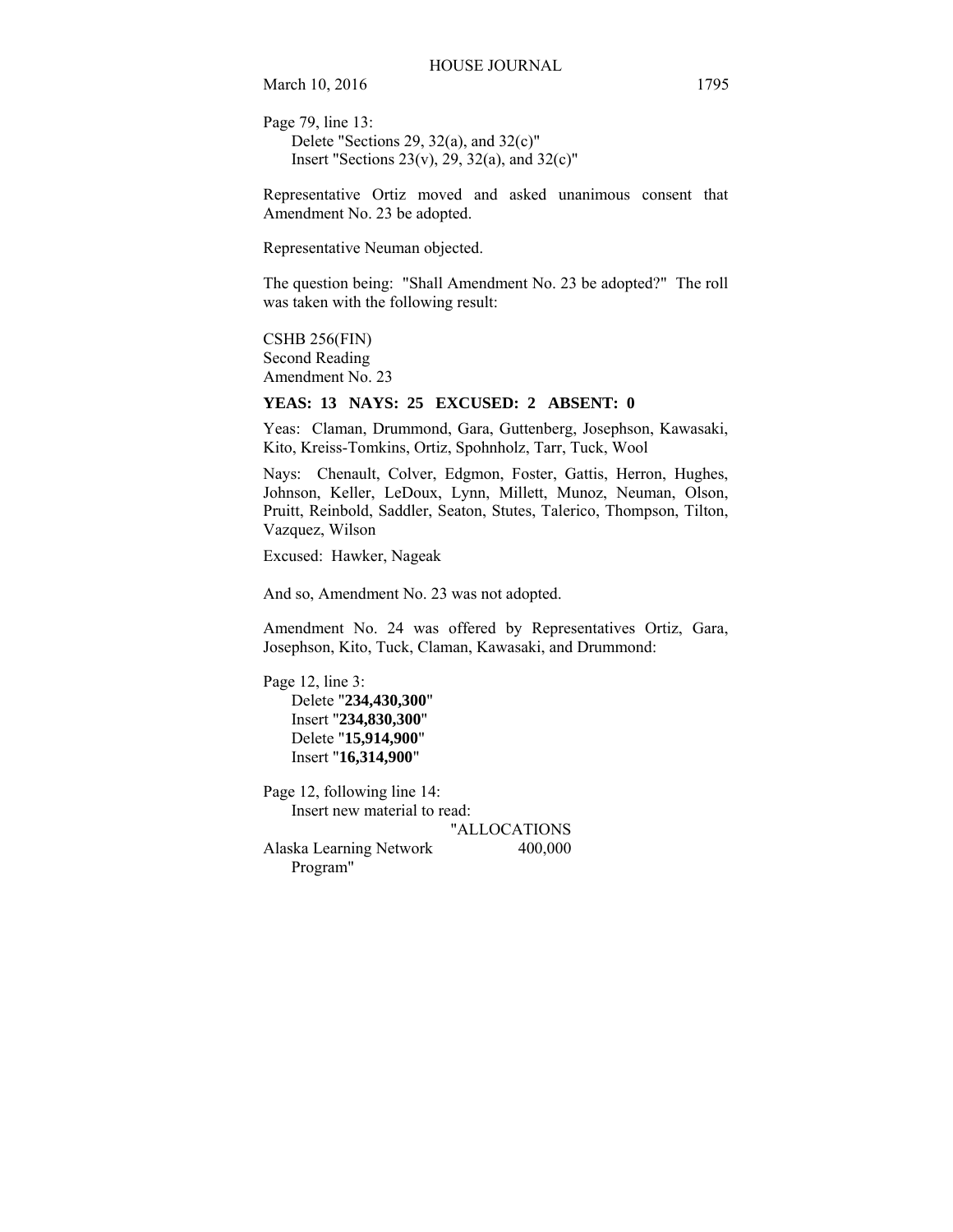Page 79, line 13:
Delete "Sections 29, 32(a), and 32(c)"
Insert "Sections 23(v), 29, 32(a), and 32(c)"

Representative Ortiz moved and asked unanimous consent that Amendment No. 23 be adopted.

Representative Neuman objected.

The question being: "Shall Amendment No. 23 be adopted?" The roll was taken with the following result:

CSHB 256(FIN)
Second Reading
Amendment No. 23

**YEAS: 13 NAYS: 25 EXCUSED: 2 ABSENT: 0**

Yeas: Claman, Drummond, Gara, Guttenberg, Josephson, Kawasaki, Kito, Kreiss-Tomkins, Ortiz, Spohnholz, Tarr, Tuck, Wool

Nays: Chenault, Colver, Edgmon, Foster, Gattis, Herron, Hughes, Johnson, Keller, LeDoux, Lynn, Millett, Munoz, Neuman, Olson, Pruitt, Reinbold, Saddler, Seaton, Stutes, Talerico, Thompson, Tilton, Vazquez, Wilson

Excused: Hawker, Nageak

And so, Amendment No. 23 was not adopted.

Amendment No. 24 was offered by Representatives Ortiz, Gara, Josephson, Kito, Tuck, Claman, Kawasaki, and Drummond:

Page 12, line 3:
Delete "**234,430,300**"
Insert "**234,830,300**"
Delete "**15,914,900**"
Insert "**16,314,900**"

Page 12, following line 14:
Insert new material to read:

"ALLOCATIONS
Alaska Learning Network 400,000
Program"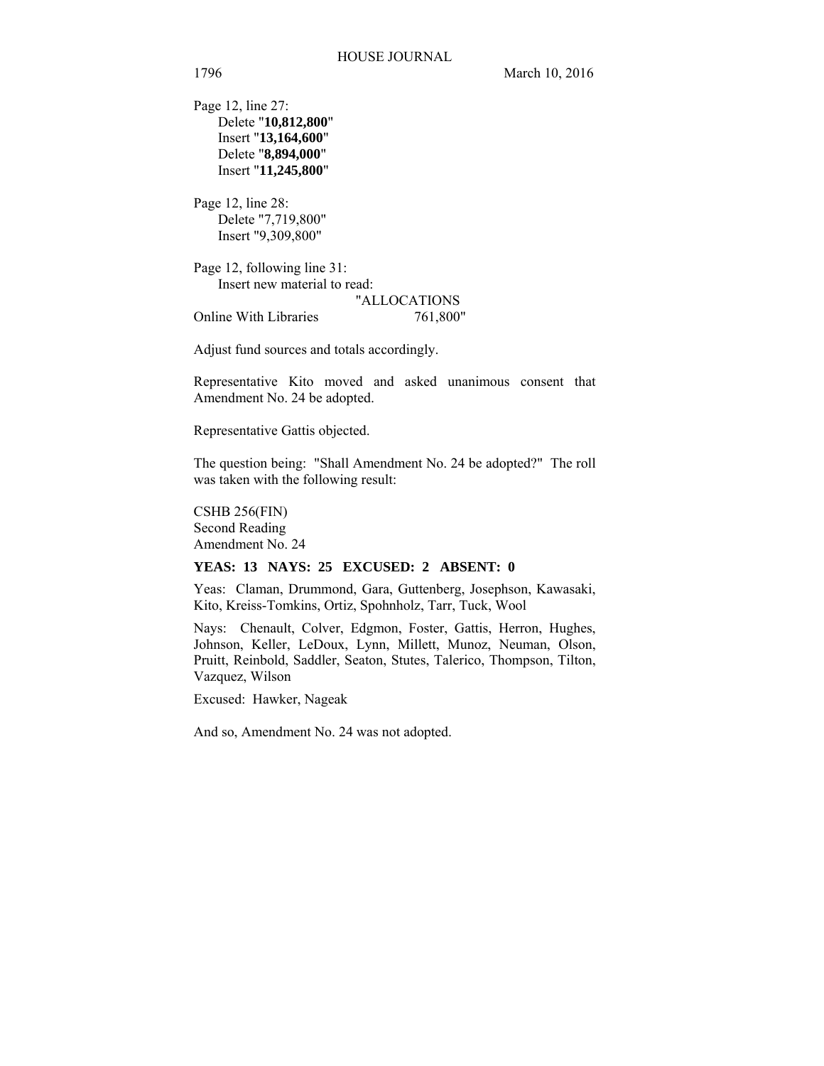Page 12, line 27:
Delete "**10,812,800**"
Insert "**13,164,600**"
Delete "**8,894,000**"
Insert "**11,245,800**"

Page 12, line 28:
Delete "7,719,800"
Insert "9,309,800"

Page 12, following line 31:
Insert new material to read:
"ALLOCATIONS
Online With Libraries 761,800"

Adjust fund sources and totals accordingly.

Representative Kito moved and asked unanimous consent that Amendment No. 24 be adopted.

Representative Gattis objected.

The question being: "Shall Amendment No. 24 be adopted?" The roll was taken with the following result:

CSHB 256(FIN)
Second Reading
Amendment No. 24

**YEAS: 13 NAYS: 25 EXCUSED: 2 ABSENT: 0**

Yeas: Claman, Drummond, Gara, Guttenberg, Josephson, Kawasaki, Kito, Kreiss-Tomkins, Ortiz, Spohnholz, Tarr, Tuck, Wool

Nays: Chenault, Colver, Edgmon, Foster, Gattis, Herron, Hughes, Johnson, Keller, LeDoux, Lynn, Millett, Munoz, Neuman, Olson, Pruitt, Reinbold, Saddler, Seaton, Stutes, Talerico, Thompson, Tilton, Vazquez, Wilson

Excused: Hawker, Nageak

And so, Amendment No. 24 was not adopted.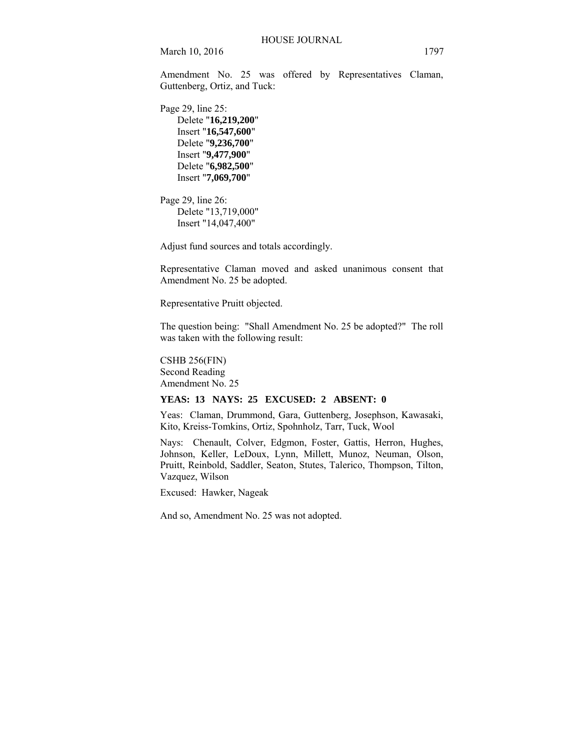Amendment No. 25 was offered by Representatives Claman, Guttenberg, Ortiz, and Tuck:

Page 29, line 25:
  Delete "**16,219,200**"
  Insert "**16,547,600**"
  Delete "**9,236,700**"
  Insert "**9,477,900**"
  Delete "**6,982,500**"
  Insert "**7,069,700**"

Page 29, line 26:
  Delete "13,719,000"
  Insert "14,047,400"

Adjust fund sources and totals accordingly.

Representative Claman moved and asked unanimous consent that Amendment No. 25 be adopted.

Representative Pruitt objected.

The question being: "Shall Amendment No. 25 be adopted?" The roll was taken with the following result:

CSHB 256(FIN)
Second Reading
Amendment No. 25

**YEAS: 13 NAYS: 25 EXCUSED: 2 ABSENT: 0**

Yeas: Claman, Drummond, Gara, Guttenberg, Josephson, Kawasaki, Kito, Kreiss-Tomkins, Ortiz, Spohnholz, Tarr, Tuck, Wool

Nays: Chenault, Colver, Edgmon, Foster, Gattis, Herron, Hughes, Johnson, Keller, LeDoux, Lynn, Millett, Munoz, Neuman, Olson, Pruitt, Reinbold, Saddler, Seaton, Stutes, Talerico, Thompson, Tilton, Vazquez, Wilson

Excused: Hawker, Nageak

And so, Amendment No. 25 was not adopted.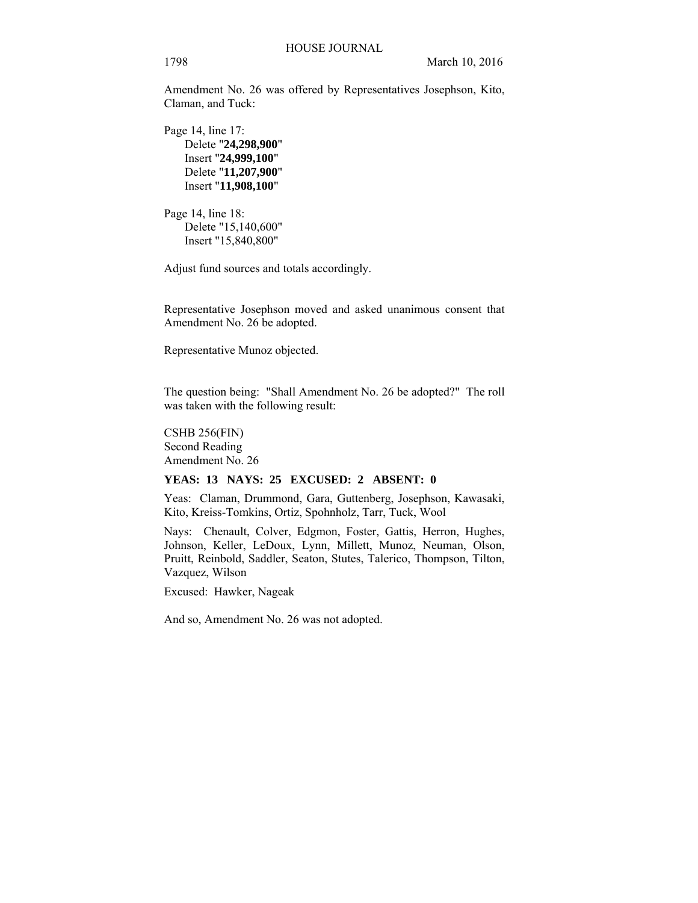Amendment No. 26 was offered by Representatives Josephson, Kito, Claman, and Tuck:

Page 14, line 17:
Delete "**24,298,900**"
Insert "**24,999,100**"
Delete "**11,207,900**"
Insert "**11,908,100**"

Page 14, line 18:
Delete "15,140,600"
Insert "15,840,800"

Adjust fund sources and totals accordingly.

Representative Josephson moved and asked unanimous consent that Amendment No. 26 be adopted.

Representative Munoz objected.

The question being: "Shall Amendment No. 26 be adopted?" The roll was taken with the following result:

CSHB 256(FIN)
Second Reading
Amendment No. 26

**YEAS: 13 NAYS: 25 EXCUSED: 2 ABSENT: 0**

Yeas: Claman, Drummond, Gara, Guttenberg, Josephson, Kawasaki, Kito, Kreiss-Tomkins, Ortiz, Spohnholz, Tarr, Tuck, Wool

Nays: Chenault, Colver, Edgmon, Foster, Gattis, Herron, Hughes, Johnson, Keller, LeDoux, Lynn, Millett, Munoz, Neuman, Olson, Pruitt, Reinbold, Saddler, Seaton, Stutes, Talerico, Thompson, Tilton, Vazquez, Wilson

Excused: Hawker, Nageak

And so, Amendment No. 26 was not adopted.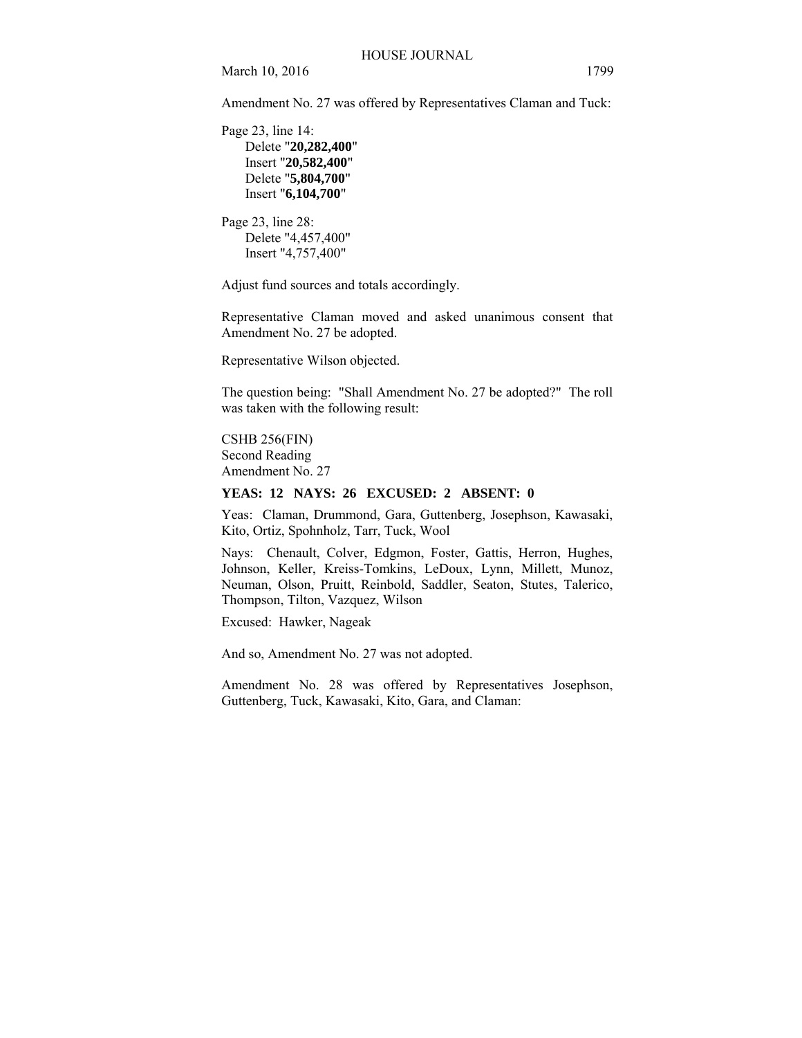Amendment No. 27 was offered by Representatives Claman and Tuck:

Page 23, line 14:
    Delete "**20,282,400**"
    Insert "**20,582,400**"
    Delete "**5,804,700**"
    Insert "**6,104,700**"

Page 23, line 28:
    Delete "4,457,400"
    Insert "4,757,400"

Adjust fund sources and totals accordingly.

Representative Claman moved and asked unanimous consent that Amendment No. 27 be adopted.

Representative Wilson objected.

The question being: "Shall Amendment No. 27 be adopted?" The roll was taken with the following result:

CSHB 256(FIN)
Second Reading
Amendment No. 27

**YEAS: 12 NAYS: 26 EXCUSED: 2 ABSENT: 0**

Yeas: Claman, Drummond, Gara, Guttenberg, Josephson, Kawasaki, Kito, Ortiz, Spohnholz, Tarr, Tuck, Wool

Nays: Chenault, Colver, Edgmon, Foster, Gattis, Herron, Hughes, Johnson, Keller, Kreiss-Tomkins, LeDoux, Lynn, Millett, Munoz, Neuman, Olson, Pruitt, Reinbold, Saddler, Seaton, Stutes, Talerico, Thompson, Tilton, Vazquez, Wilson

Excused: Hawker, Nageak

And so, Amendment No. 27 was not adopted.

Amendment No. 28 was offered by Representatives Josephson, Guttenberg, Tuck, Kawasaki, Kito, Gara, and Claman: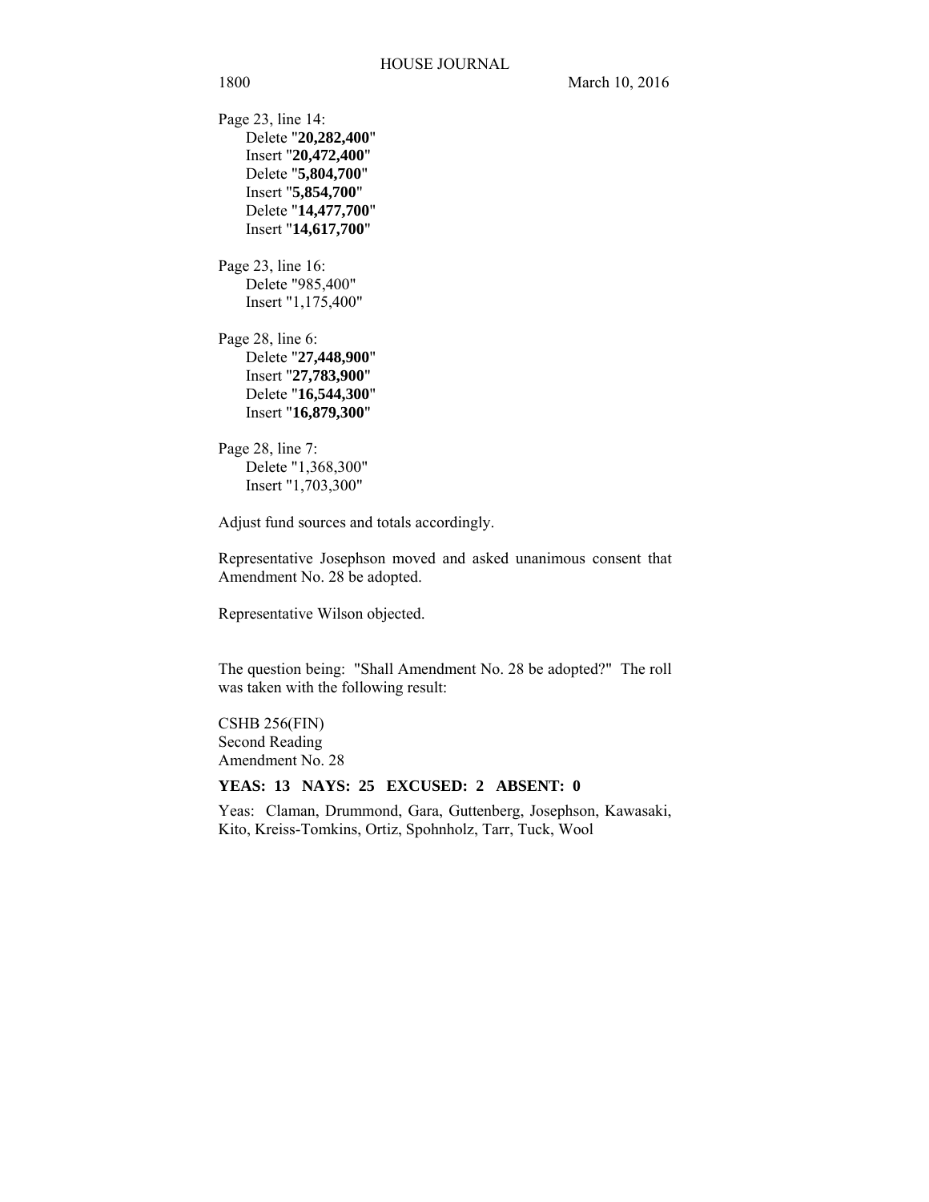Page 23, line 14:
Delete "**20,282,400**"
Insert "**20,472,400**"
Delete "**5,804,700**"
Insert "**5,854,700**"
Delete "**14,477,700**"
Insert "**14,617,700**"

Page 23, line 16:
Delete "985,400"
Insert "1,175,400"

Page 28, line 6:
Delete "**27,448,900**"
Insert "**27,783,900**"
Delete "**16,544,300**"
Insert "**16,879,300**"

Page 28, line 7:
Delete "1,368,300"
Insert "1,703,300"

Adjust fund sources and totals accordingly.

Representative Josephson moved and asked unanimous consent that Amendment No. 28 be adopted.

Representative Wilson objected.

The question being: "Shall Amendment No. 28 be adopted?" The roll was taken with the following result:

CSHB 256(FIN)
Second Reading
Amendment No. 28

**YEAS: 13 NAYS: 25 EXCUSED: 2 ABSENT: 0**

Yeas: Claman, Drummond, Gara, Guttenberg, Josephson, Kawasaki, Kito, Kreiss-Tomkins, Ortiz, Spohnholz, Tarr, Tuck, Wool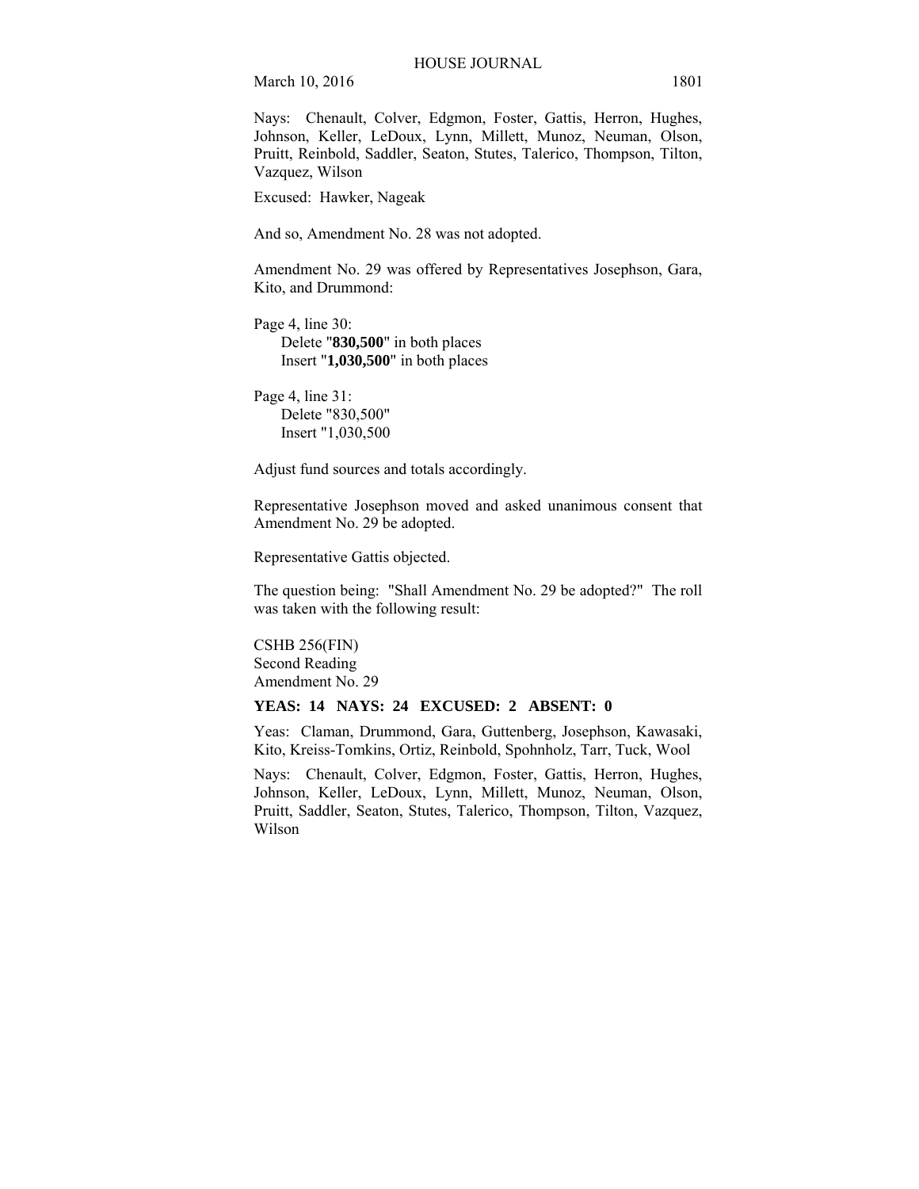Nays: Chenault, Colver, Edgmon, Foster, Gattis, Herron, Hughes, Johnson, Keller, LeDoux, Lynn, Millett, Munoz, Neuman, Olson, Pruitt, Reinbold, Saddler, Seaton, Stutes, Talerico, Thompson, Tilton, Vazquez, Wilson

Excused: Hawker, Nageak

And so, Amendment No. 28 was not adopted.

Amendment No. 29 was offered by Representatives Josephson, Gara, Kito, and Drummond:

Page 4, line 30:
Delete "**830,500**" in both places
Insert "**1,030,500**" in both places

Page 4, line 31:
Delete "830,500"
Insert "1,030,500

Adjust fund sources and totals accordingly.

Representative Josephson moved and asked unanimous consent that Amendment No. 29 be adopted.

Representative Gattis objected.

The question being: "Shall Amendment No. 29 be adopted?" The roll was taken with the following result:

CSHB 256(FIN)
Second Reading
Amendment No. 29

**YEAS: 14 NAYS: 24 EXCUSED: 2 ABSENT: 0**

Yeas: Claman, Drummond, Gara, Guttenberg, Josephson, Kawasaki, Kito, Kreiss-Tomkins, Ortiz, Reinbold, Spohnholz, Tarr, Tuck, Wool

Nays: Chenault, Colver, Edgmon, Foster, Gattis, Herron, Hughes, Johnson, Keller, LeDoux, Lynn, Millett, Munoz, Neuman, Olson, Pruitt, Saddler, Seaton, Stutes, Talerico, Thompson, Tilton, Vazquez, Wilson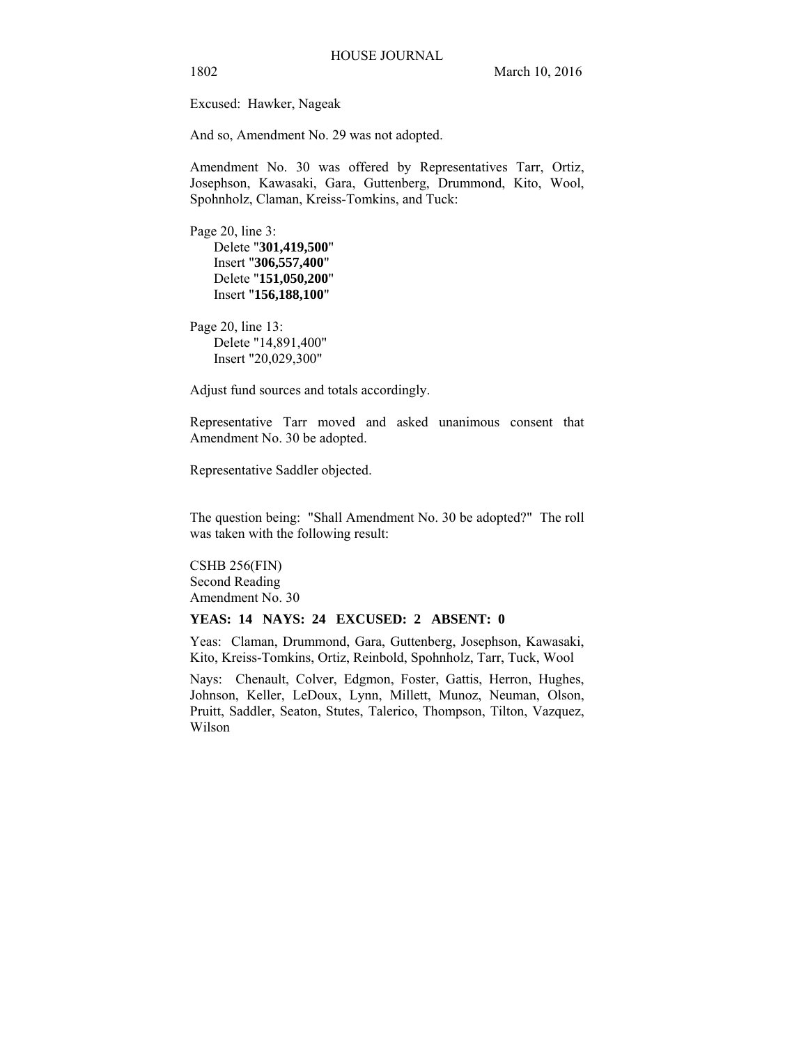Excused: Hawker, Nageak

And so, Amendment No. 29 was not adopted.

Amendment No. 30 was offered by Representatives Tarr, Ortiz, Josephson, Kawasaki, Gara, Guttenberg, Drummond, Kito, Wool, Spohnholz, Claman, Kreiss-Tomkins, and Tuck:

Page 20, line 3:
    Delete "**301,419,500**"
    Insert "**306,557,400**"
    Delete "**151,050,200**"
    Insert "**156,188,100**"

Page 20, line 13:
    Delete "14,891,400"
    Insert "20,029,300"

Adjust fund sources and totals accordingly.

Representative Tarr moved and asked unanimous consent that Amendment No. 30 be adopted.

Representative Saddler objected.

The question being: "Shall Amendment No. 30 be adopted?" The roll was taken with the following result:

CSHB 256(FIN)
Second Reading
Amendment No. 30

**YEAS: 14 NAYS: 24 EXCUSED: 2 ABSENT: 0**

Yeas: Claman, Drummond, Gara, Guttenberg, Josephson, Kawasaki, Kito, Kreiss-Tomkins, Ortiz, Reinbold, Spohnholz, Tarr, Tuck, Wool

Nays: Chenault, Colver, Edgmon, Foster, Gattis, Herron, Hughes, Johnson, Keller, LeDoux, Lynn, Millett, Munoz, Neuman, Olson, Pruitt, Saddler, Seaton, Stutes, Talerico, Thompson, Tilton, Vazquez, Wilson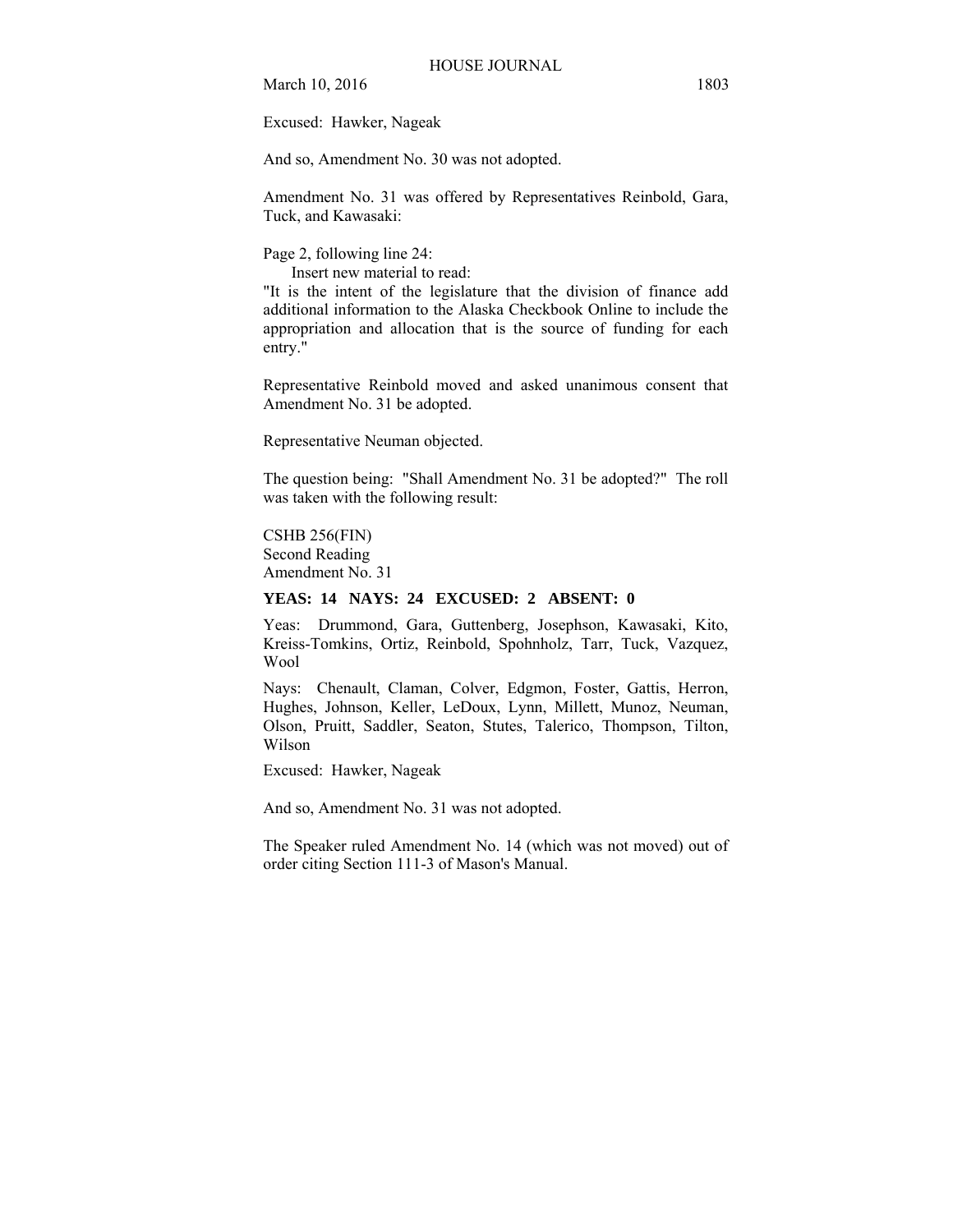Excused: Hawker, Nageak

And so, Amendment No. 30 was not adopted.

Amendment No. 31 was offered by Representatives Reinbold, Gara, Tuck, and Kawasaki:

Page 2, following line 24:

Insert new material to read:

"It is the intent of the legislature that the division of finance add additional information to the Alaska Checkbook Online to include the appropriation and allocation that is the source of funding for each entry."

Representative Reinbold moved and asked unanimous consent that Amendment No. 31 be adopted.

Representative Neuman objected.

The question being: "Shall Amendment No. 31 be adopted?" The roll was taken with the following result:

CSHB 256(FIN)
Second Reading
Amendment No. 31

**YEAS: 14 NAYS: 24 EXCUSED: 2 ABSENT: 0**

Yeas: Drummond, Gara, Guttenberg, Josephson, Kawasaki, Kito, Kreiss-Tomkins, Ortiz, Reinbold, Spohnholz, Tarr, Tuck, Vazquez, Wool

Nays: Chenault, Claman, Colver, Edgmon, Foster, Gattis, Herron, Hughes, Johnson, Keller, LeDoux, Lynn, Millett, Munoz, Neuman, Olson, Pruitt, Saddler, Seaton, Stutes, Talerico, Thompson, Tilton, Wilson

Excused: Hawker, Nageak

And so, Amendment No. 31 was not adopted.

The Speaker ruled Amendment No. 14 (which was not moved) out of order citing Section 111-3 of Mason's Manual.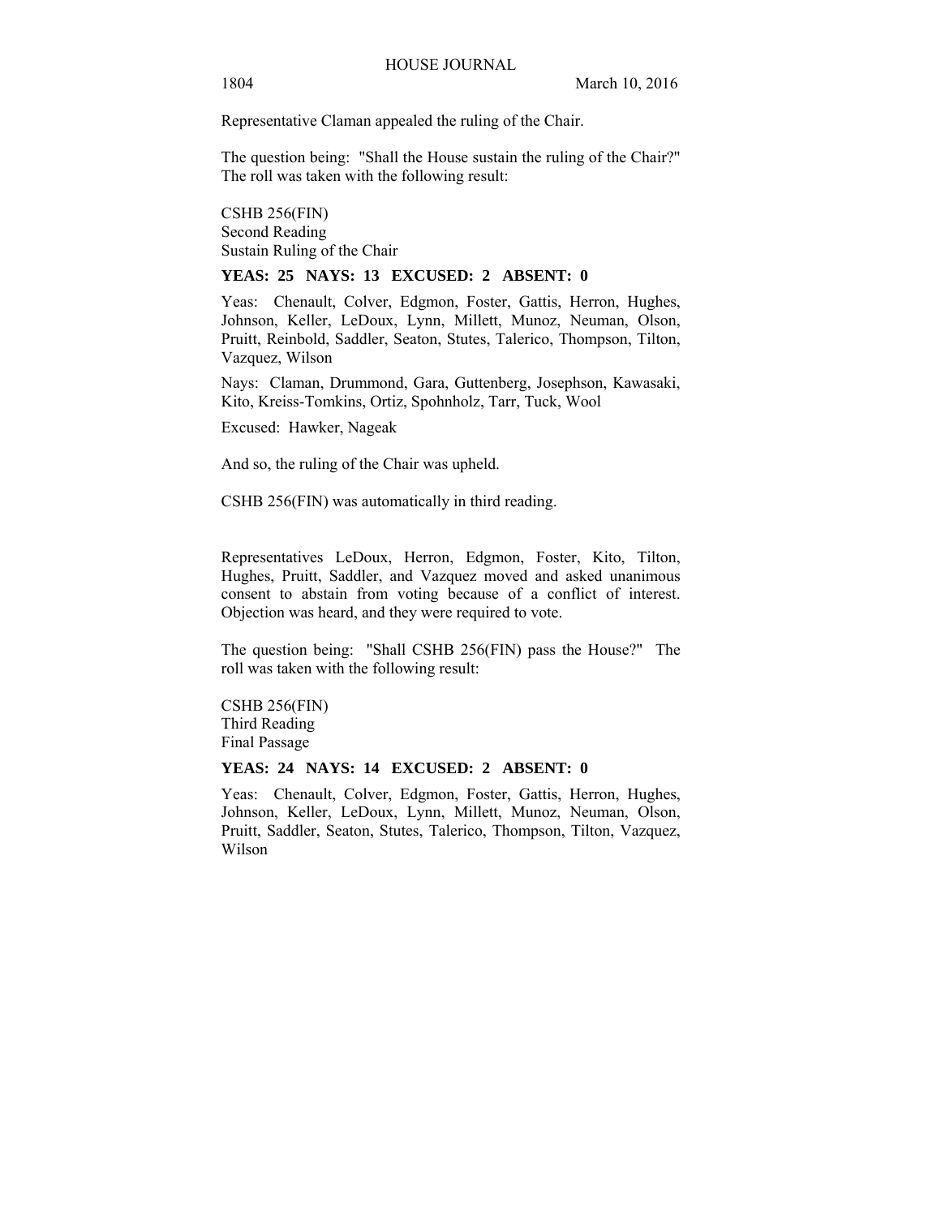Representative Claman appealed the ruling of the Chair.

The question being: "Shall the House sustain the ruling of the Chair?" The roll was taken with the following result:

CSHB 256(FIN)
Second Reading
Sustain Ruling of the Chair

**YEAS: 25 NAYS: 13 EXCUSED: 2 ABSENT: 0**

Yeas: Chenault, Colver, Edgmon, Foster, Gattis, Herron, Hughes, Johnson, Keller, LeDoux, Lynn, Millett, Munoz, Neuman, Olson, Pruitt, Reinbold, Saddler, Seaton, Stutes, Talerico, Thompson, Tilton, Vazquez, Wilson

Nays: Claman, Drummond, Gara, Guttenberg, Josephson, Kawasaki, Kito, Kreiss-Tomkins, Ortiz, Spohnholz, Tarr, Tuck, Wool

Excused: Hawker, Nageak

And so, the ruling of the Chair was upheld.

CSHB 256(FIN) was automatically in third reading.

Representatives LeDoux, Herron, Edgmon, Foster, Kito, Tilton, Hughes, Pruitt, Saddler, and Vazquez moved and asked unanimous consent to abstain from voting because of a conflict of interest. Objection was heard, and they were required to vote.

The question being: "Shall CSHB 256(FIN) pass the House?" The roll was taken with the following result:

CSHB 256(FIN)
Third Reading
Final Passage

**YEAS: 24 NAYS: 14 EXCUSED: 2 ABSENT: 0**

Yeas: Chenault, Colver, Edgmon, Foster, Gattis, Herron, Hughes, Johnson, Keller, LeDoux, Lynn, Millett, Munoz, Neuman, Olson, Pruitt, Saddler, Seaton, Stutes, Talerico, Thompson, Tilton, Vazquez, Wilson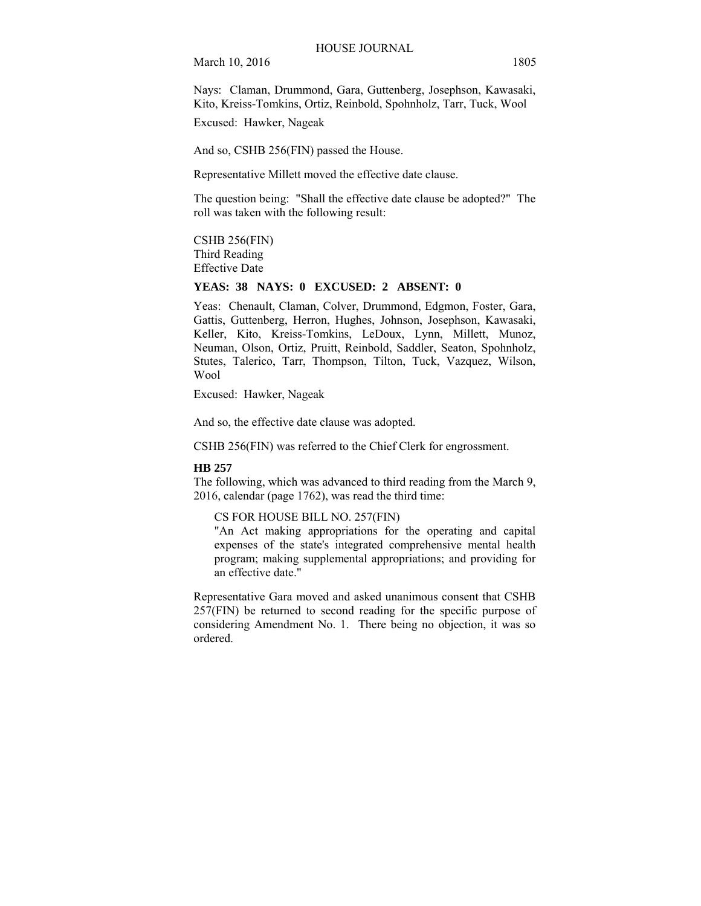Nays: Claman, Drummond, Gara, Guttenberg, Josephson, Kawasaki, Kito, Kreiss-Tomkins, Ortiz, Reinbold, Spohnholz, Tarr, Tuck, Wool

Excused: Hawker, Nageak

And so, CSHB 256(FIN) passed the House.

Representative Millett moved the effective date clause.

The question being: "Shall the effective date clause be adopted?" The roll was taken with the following result:

CSHB 256(FIN)
Third Reading
Effective Date

**YEAS: 38 NAYS: 0 EXCUSED: 2 ABSENT: 0**

Yeas: Chenault, Claman, Colver, Drummond, Edgmon, Foster, Gara, Gattis, Guttenberg, Herron, Hughes, Johnson, Josephson, Kawasaki, Keller, Kito, Kreiss-Tomkins, LeDoux, Lynn, Millett, Munoz, Neuman, Olson, Ortiz, Pruitt, Reinbold, Saddler, Seaton, Spohnholz, Stutes, Talerico, Tarr, Thompson, Tilton, Tuck, Vazquez, Wilson, Wool

Excused: Hawker, Nageak

And so, the effective date clause was adopted.

CSHB 256(FIN) was referred to the Chief Clerk for engrossment.

**HB 257**

The following, which was advanced to third reading from the March 9, 2016, calendar (page 1762), was read the third time:

CS FOR HOUSE BILL NO. 257(FIN)
"An Act making appropriations for the operating and capital expenses of the state's integrated comprehensive mental health program; making supplemental appropriations; and providing for an effective date."

Representative Gara moved and asked unanimous consent that CSHB 257(FIN) be returned to second reading for the specific purpose of considering Amendment No. 1. There being no objection, it was so ordered.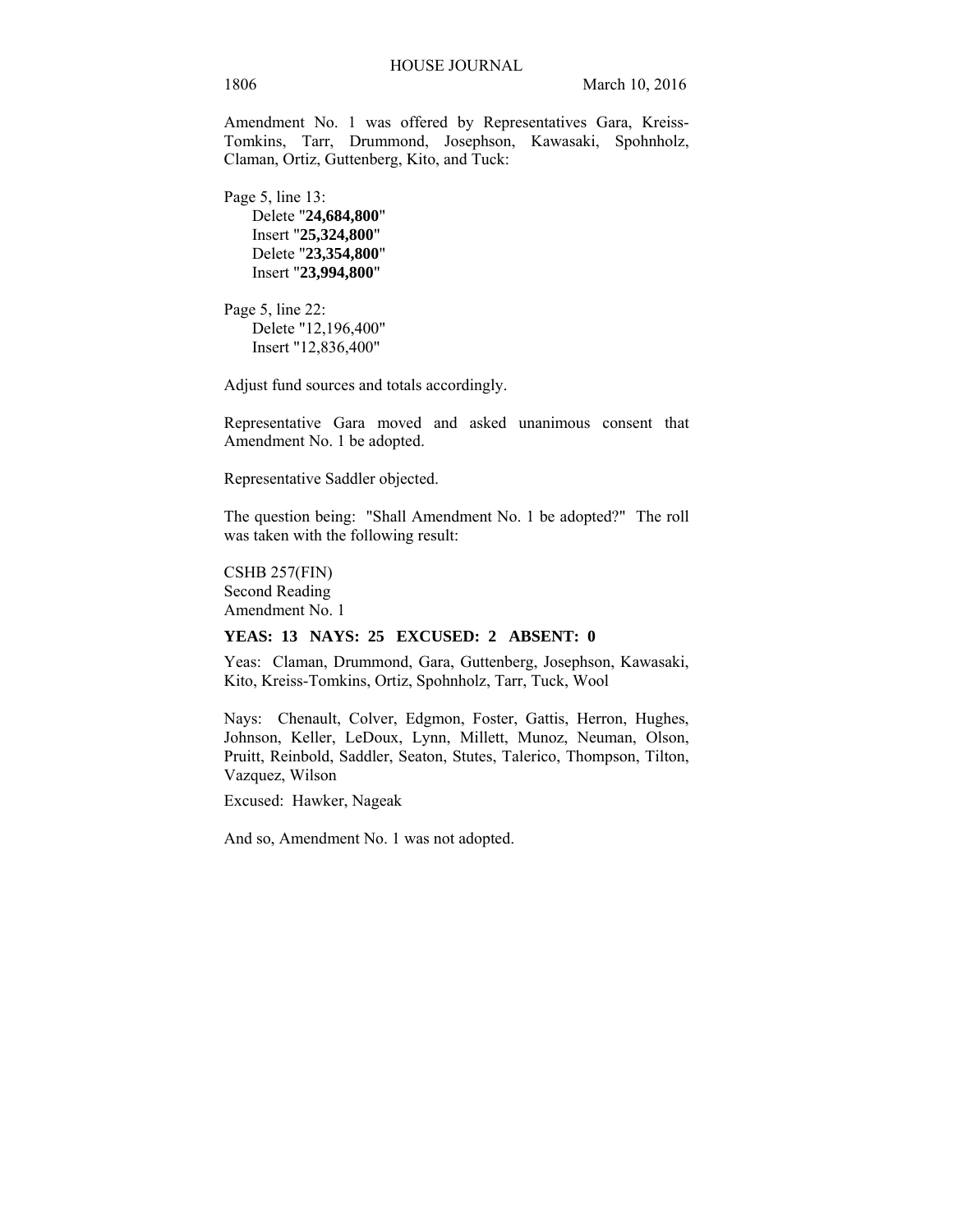Amendment No. 1 was offered by Representatives Gara, Kreiss-Tomkins, Tarr, Drummond, Josephson, Kawasaki, Spohnholz, Claman, Ortiz, Guttenberg, Kito, and Tuck:

Page 5, line 13:
Delete "**24,684,800**"
Insert "**25,324,800**"
Delete "**23,354,800**"
Insert "**23,994,800**"

Page 5, line 22:
Delete "12,196,400"
Insert "12,836,400"

Adjust fund sources and totals accordingly.

Representative Gara moved and asked unanimous consent that Amendment No. 1 be adopted.

Representative Saddler objected.

The question being: "Shall Amendment No. 1 be adopted?" The roll was taken with the following result:

CSHB 257(FIN)
Second Reading
Amendment No. 1

**YEAS: 13 NAYS: 25 EXCUSED: 2 ABSENT: 0**

Yeas: Claman, Drummond, Gara, Guttenberg, Josephson, Kawasaki, Kito, Kreiss-Tomkins, Ortiz, Spohnholz, Tarr, Tuck, Wool

Nays: Chenault, Colver, Edgmon, Foster, Gattis, Herron, Hughes, Johnson, Keller, LeDoux, Lynn, Millett, Munoz, Neuman, Olson, Pruitt, Reinbold, Saddler, Seaton, Stutes, Talerico, Thompson, Tilton, Vazquez, Wilson

Excused: Hawker, Nageak

And so, Amendment No. 1 was not adopted.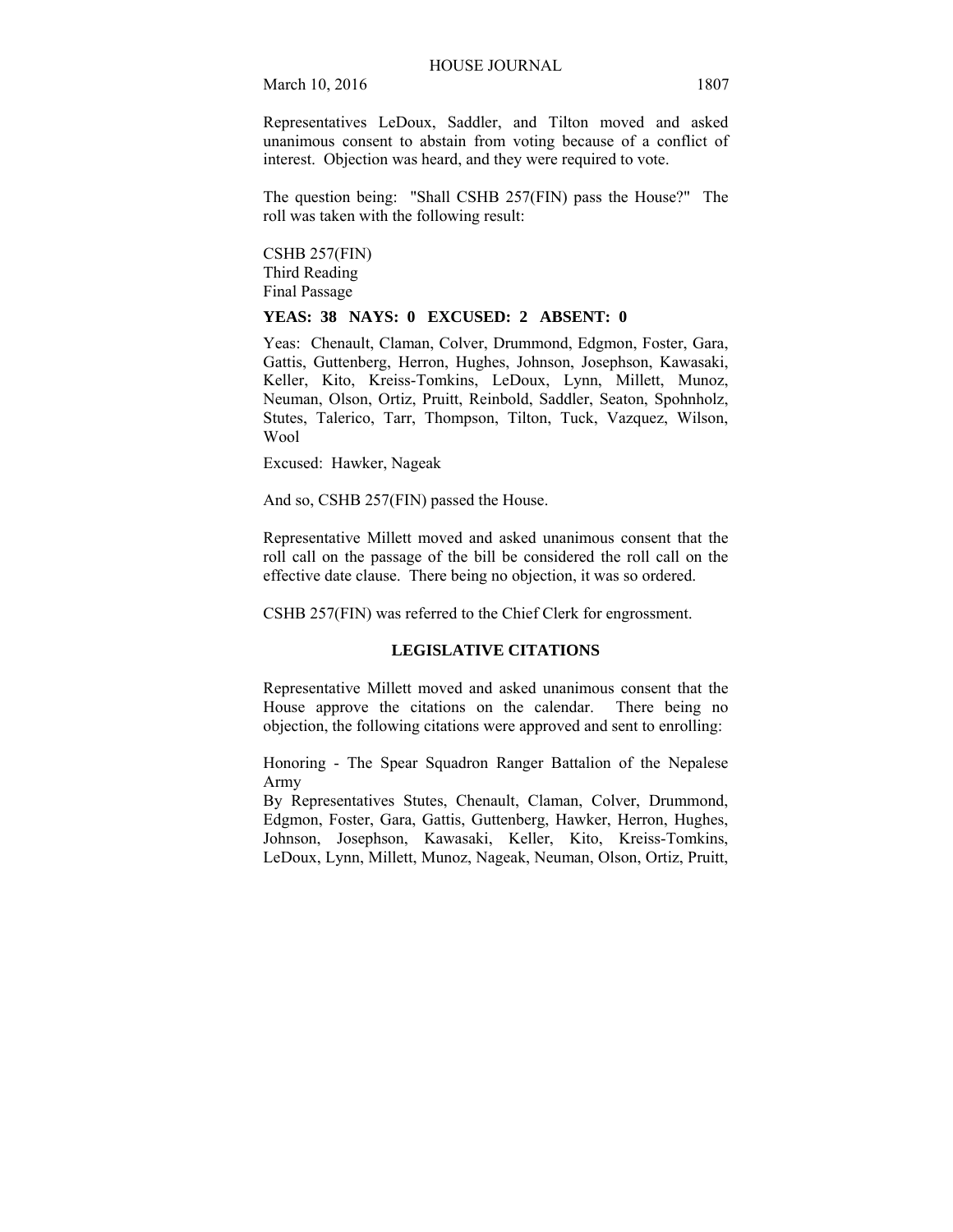Representatives LeDoux, Saddler, and Tilton moved and asked unanimous consent to abstain from voting because of a conflict of interest. Objection was heard, and they were required to vote.

The question being: "Shall CSHB 257(FIN) pass the House?" The roll was taken with the following result:

CSHB 257(FIN)
Third Reading
Final Passage

**YEAS: 38 NAYS: 0 EXCUSED: 2 ABSENT: 0**

Yeas: Chenault, Claman, Colver, Drummond, Edgmon, Foster, Gara, Gattis, Guttenberg, Herron, Hughes, Johnson, Josephson, Kawasaki, Keller, Kito, Kreiss-Tomkins, LeDoux, Lynn, Millett, Munoz, Neuman, Olson, Ortiz, Pruitt, Reinbold, Saddler, Seaton, Spohnholz, Stutes, Talerico, Tarr, Thompson, Tilton, Tuck, Vazquez, Wilson, Wool

Excused: Hawker, Nageak

And so, CSHB 257(FIN) passed the House.

Representative Millett moved and asked unanimous consent that the roll call on the passage of the bill be considered the roll call on the effective date clause. There being no objection, it was so ordered.

CSHB 257(FIN) was referred to the Chief Clerk for engrossment.

## LEGISLATIVE CITATIONS

Representative Millett moved and asked unanimous consent that the House approve the citations on the calendar. There being no objection, the following citations were approved and sent to enrolling:

Honoring - The Spear Squadron Ranger Battalion of the Nepalese Army
By Representatives Stutes, Chenault, Claman, Colver, Drummond, Edgmon, Foster, Gara, Gattis, Guttenberg, Hawker, Herron, Hughes, Johnson, Josephson, Kawasaki, Keller, Kito, Kreiss-Tomkins, LeDoux, Lynn, Millett, Munoz, Nageak, Neuman, Olson, Ortiz, Pruitt,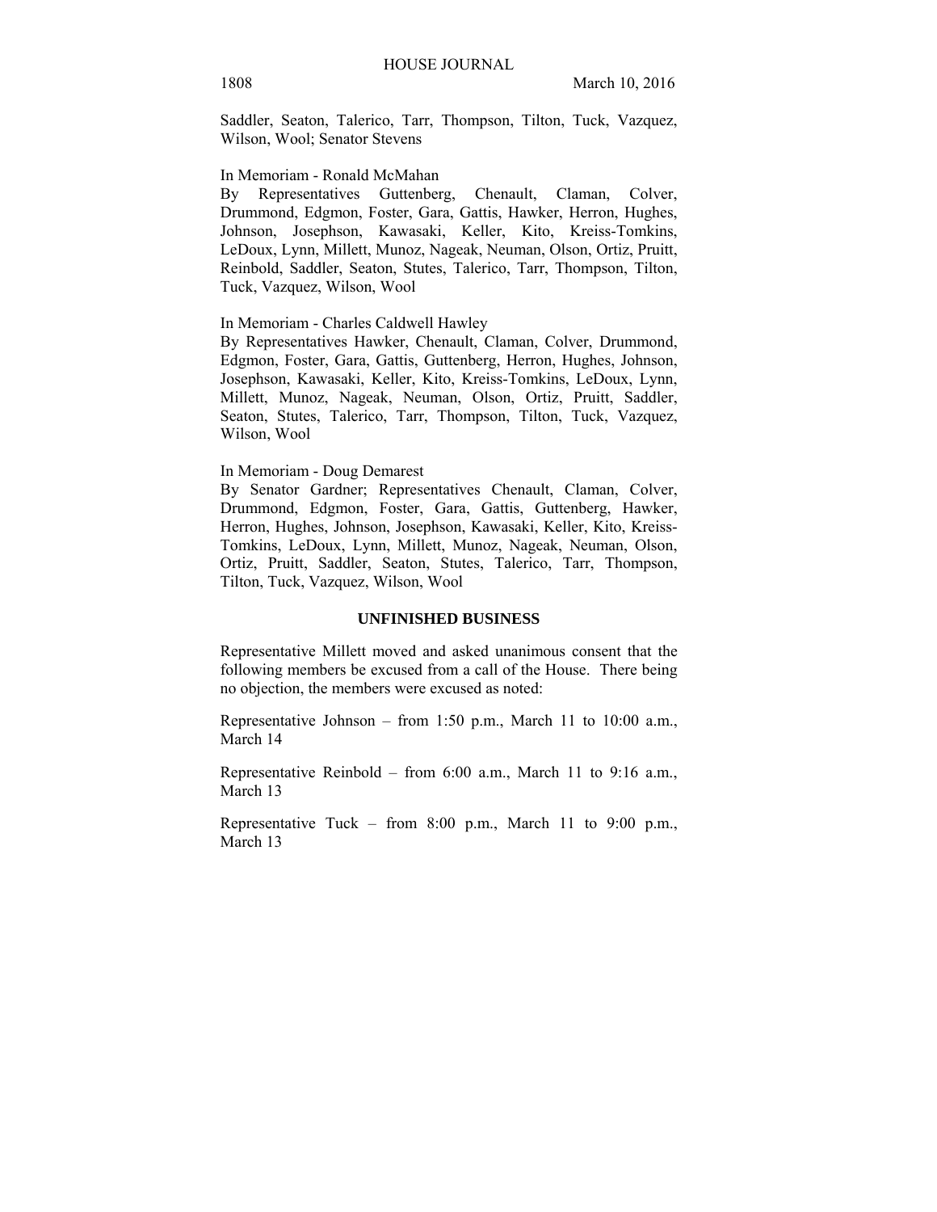Saddler, Seaton, Talerico, Tarr, Thompson, Tilton, Tuck, Vazquez, Wilson, Wool; Senator Stevens

In Memoriam - Ronald McMahan
By Representatives Guttenberg, Chenault, Claman, Colver, Drummond, Edgmon, Foster, Gara, Gattis, Hawker, Herron, Hughes, Johnson, Josephson, Kawasaki, Keller, Kito, Kreiss-Tomkins, LeDoux, Lynn, Millett, Munoz, Nageak, Neuman, Olson, Ortiz, Pruitt, Reinbold, Saddler, Seaton, Stutes, Talerico, Tarr, Thompson, Tilton, Tuck, Vazquez, Wilson, Wool

In Memoriam - Charles Caldwell Hawley
By Representatives Hawker, Chenault, Claman, Colver, Drummond, Edgmon, Foster, Gara, Gattis, Guttenberg, Herron, Hughes, Johnson, Josephson, Kawasaki, Keller, Kito, Kreiss-Tomkins, LeDoux, Lynn, Millett, Munoz, Nageak, Neuman, Olson, Ortiz, Pruitt, Saddler, Seaton, Stutes, Talerico, Tarr, Thompson, Tilton, Tuck, Vazquez, Wilson, Wool

In Memoriam - Doug Demarest
By Senator Gardner; Representatives Chenault, Claman, Colver, Drummond, Edgmon, Foster, Gara, Gattis, Guttenberg, Hawker, Herron, Hughes, Johnson, Josephson, Kawasaki, Keller, Kito, Kreiss-Tomkins, LeDoux, Lynn, Millett, Munoz, Nageak, Neuman, Olson, Ortiz, Pruitt, Saddler, Seaton, Stutes, Talerico, Tarr, Thompson, Tilton, Tuck, Vazquez, Wilson, Wool

## UNFINISHED BUSINESS

Representative Millett moved and asked unanimous consent that the following members be excused from a call of the House. There being no objection, the members were excused as noted:

Representative Johnson – from 1:50 p.m., March 11 to 10:00 a.m., March 14

Representative Reinbold – from 6:00 a.m., March 11 to 9:16 a.m., March 13

Representative Tuck – from 8:00 p.m., March 11 to 9:00 p.m., March 13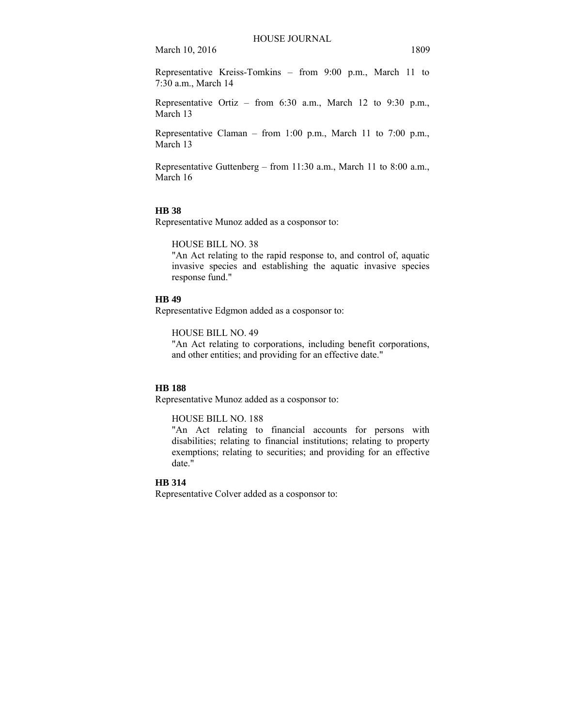Representative Kreiss-Tomkins – from 9:00 p.m., March 11 to 7:30 a.m., March 14

Representative Ortiz – from 6:30 a.m., March 12 to 9:30 p.m., March 13

Representative Claman – from 1:00 p.m., March 11 to 7:00 p.m., March 13

Representative Guttenberg – from 11:30 a.m., March 11 to 8:00 a.m., March 16

**HB 38**

Representative Munoz added as a cosponsor to:

HOUSE BILL NO. 38
"An Act relating to the rapid response to, and control of, aquatic invasive species and establishing the aquatic invasive species response fund."

**HB 49**

Representative Edgmon added as a cosponsor to:

HOUSE BILL NO. 49
"An Act relating to corporations, including benefit corporations, and other entities; and providing for an effective date."

**HB 188**

Representative Munoz added as a cosponsor to:

HOUSE BILL NO. 188
"An Act relating to financial accounts for persons with disabilities; relating to financial institutions; relating to property exemptions; relating to securities; and providing for an effective date."

**HB 314**

Representative Colver added as a cosponsor to: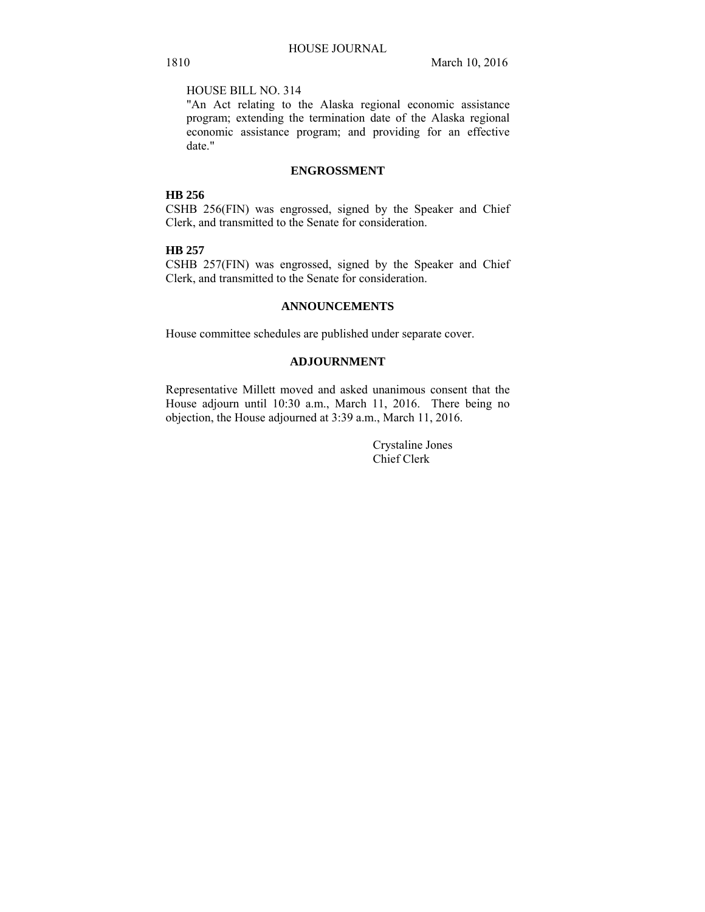HOUSE BILL NO. 314
"An Act relating to the Alaska regional economic assistance program; extending the termination date of the Alaska regional economic assistance program; and providing for an effective date."

## ENGROSSMENT

**HB 256**
CSHB 256(FIN) was engrossed, signed by the Speaker and Chief Clerk, and transmitted to the Senate for consideration.

**HB 257**
CSHB 257(FIN) was engrossed, signed by the Speaker and Chief Clerk, and transmitted to the Senate for consideration.

## ANNOUNCEMENTS

House committee schedules are published under separate cover.

## ADJOURNMENT

Representative Millett moved and asked unanimous consent that the House adjourn until 10:30 a.m., March 11, 2016. There being no objection, the House adjourned at 3:39 a.m., March 11, 2016.

Crystaline Jones
Chief Clerk